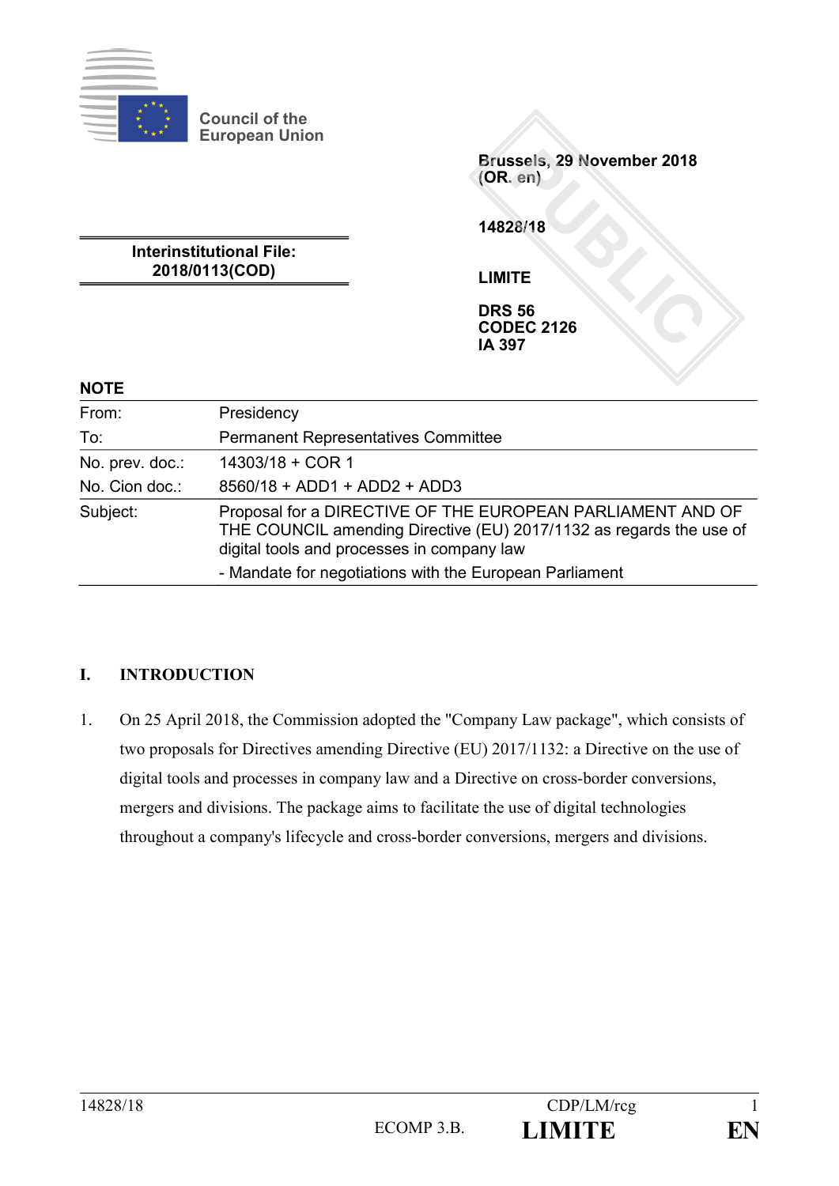Council of the European Union

Brussels, 29 November 2018
(OR. en)

14828/18

LIMITE

DRS 56
CODEC 2126
IA 397

**Interinstitutional File:**
**2018/0113(COD)**

**NOTE**

| | |
|---|---|
| From: | Presidency |
| To: | Permanent Representatives Committee |
| No. prev. doc.: | 14303/18 + COR 1 |
| No. Cion doc.: | 8560/18 + ADD1 + ADD2 + ADD3 |
| Subject: | Proposal for a DIRECTIVE OF THE EUROPEAN PARLIAMENT AND OF THE COUNCIL amending Directive (EU) 2017/1132 as regards the use of digital tools and processes in company law<br>- Mandate for negotiations with the European Parliament |

## I. INTRODUCTION

1. On 25 April 2018, the Commission adopted the "Company Law package", which consists of two proposals for Directives amending Directive (EU) 2017/1132: a Directive on the use of digital tools and processes in company law and a Directive on cross-border conversions, mergers and divisions. The package aims to facilitate the use of digital technologies throughout a company's lifecycle and cross-border conversions, mergers and divisions.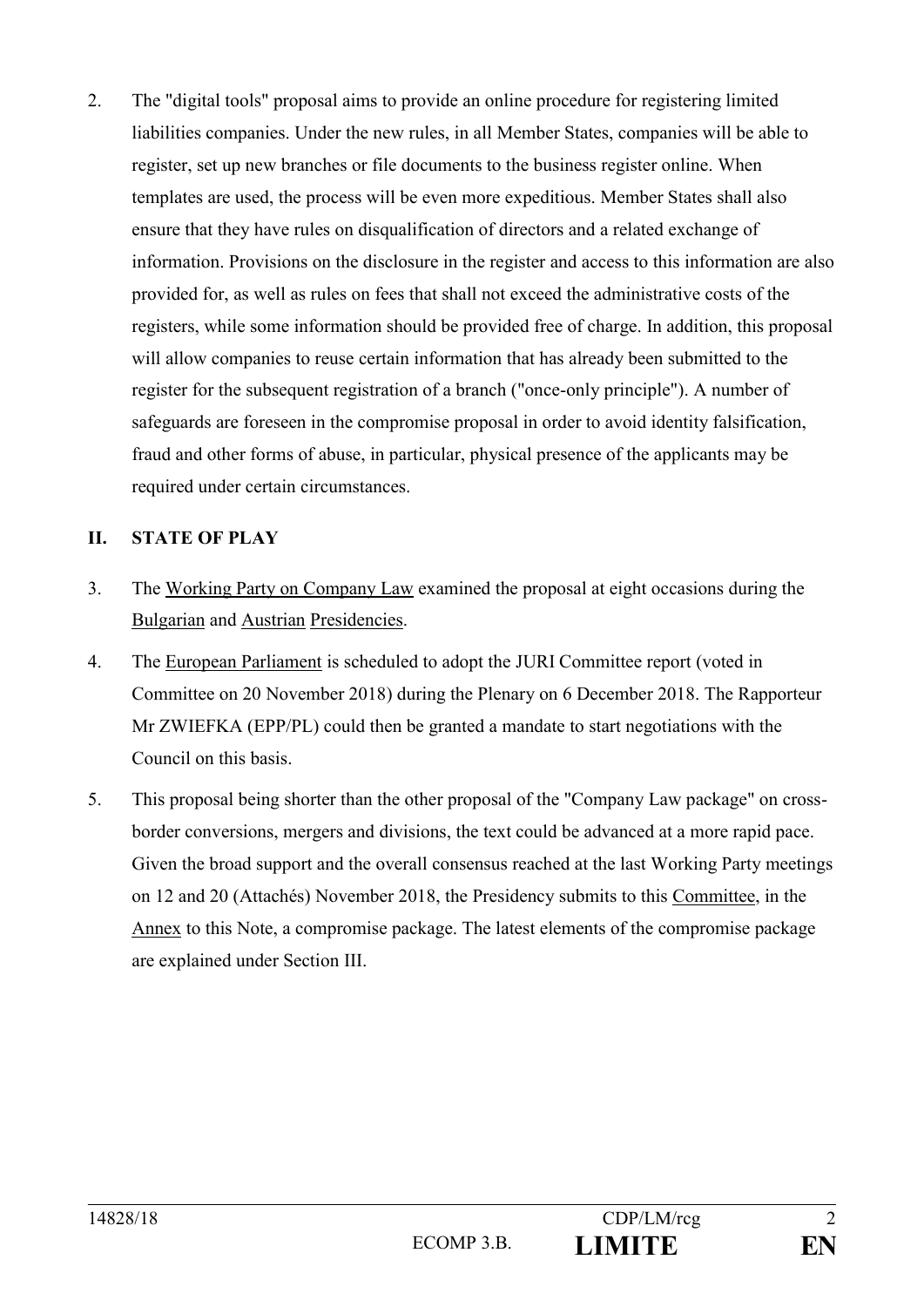2. The "digital tools" proposal aims to provide an online procedure for registering limited liabilities companies. Under the new rules, in all Member States, companies will be able to register, set up new branches or file documents to the business register online. When templates are used, the process will be even more expeditious. Member States shall also ensure that they have rules on disqualification of directors and a related exchange of information. Provisions on the disclosure in the register and access to this information are also provided for, as well as rules on fees that shall not exceed the administrative costs of the registers, while some information should be provided free of charge. In addition, this proposal will allow companies to reuse certain information that has already been submitted to the register for the subsequent registration of a branch ("once-only principle"). A number of safeguards are foreseen in the compromise proposal in order to avoid identity falsification, fraud and other forms of abuse, in particular, physical presence of the applicants may be required under certain circumstances.

## II. STATE OF PLAY

3. The Working Party on Company Law examined the proposal at eight occasions during the Bulgarian and Austrian Presidencies.

4. The European Parliament is scheduled to adopt the JURI Committee report (voted in Committee on 20 November 2018) during the Plenary on 6 December 2018. The Rapporteur Mr ZWIEFKA (EPP/PL) could then be granted a mandate to start negotiations with the Council on this basis.

5. This proposal being shorter than the other proposal of the "Company Law package" on cross-border conversions, mergers and divisions, the text could be advanced at a more rapid pace. Given the broad support and the overall consensus reached at the last Working Party meetings on 12 and 20 (Attachés) November 2018, the Presidency submits to this Committee, in the Annex to this Note, a compromise package. The latest elements of the compromise package are explained under Section III.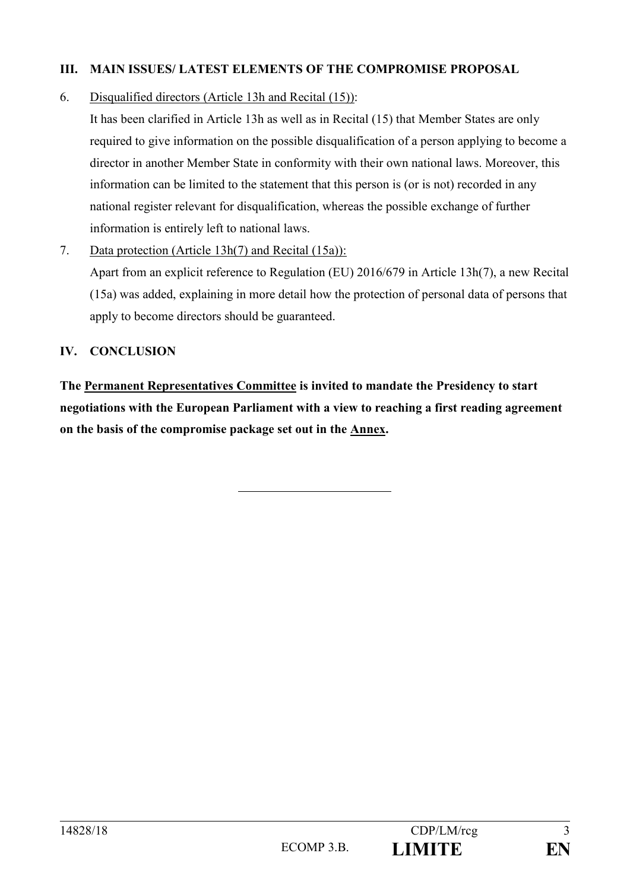## III. MAIN ISSUES/ LATEST ELEMENTS OF THE COMPROMISE PROPOSAL

6. Disqualified directors (Article 13h and Recital (15)):

   It has been clarified in Article 13h as well as in Recital (15) that Member States are only required to give information on the possible disqualification of a person applying to become a director in another Member State in conformity with their own national laws. Moreover, this information can be limited to the statement that this person is (or is not) recorded in any national register relevant for disqualification, whereas the possible exchange of further information is entirely left to national laws.

7. Data protection (Article 13h(7) and Recital (15a)):

   Apart from an explicit reference to Regulation (EU) 2016/679 in Article 13h(7), a new Recital (15a) was added, explaining in more detail how the protection of personal data of persons that apply to become directors should be guaranteed.

## IV. CONCLUSION

**The Permanent Representatives Committee is invited to mandate the Presidency to start negotiations with the European Parliament with a view to reaching a first reading agreement on the basis of the compromise package set out in the Annex.**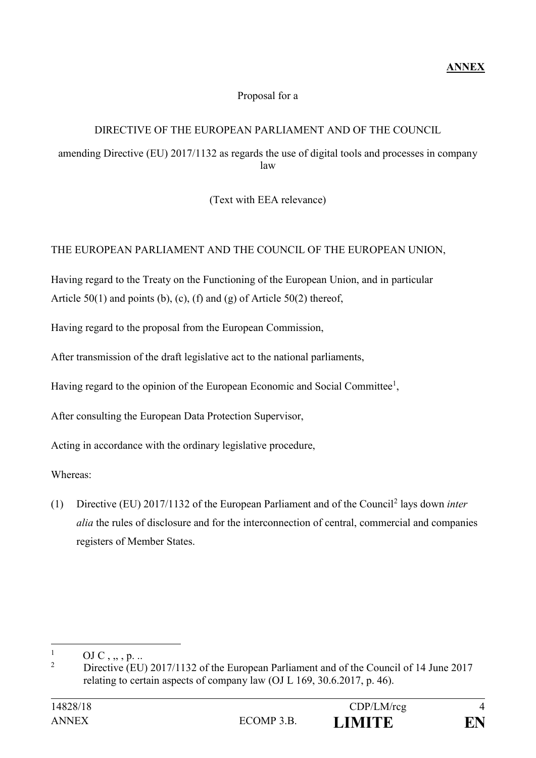**ANNEX**

Proposal for a

DIRECTIVE OF THE EUROPEAN PARLIAMENT AND OF THE COUNCIL

amending Directive (EU) 2017/1132 as regards the use of digital tools and processes in company law

(Text with EEA relevance)

THE EUROPEAN PARLIAMENT AND THE COUNCIL OF THE EUROPEAN UNION,

Having regard to the Treaty on the Functioning of the European Union, and in particular Article 50(1) and points (b), (c), (f) and (g) of Article 50(2) thereof,

Having regard to the proposal from the European Commission,

After transmission of the draft legislative act to the national parliaments,

Having regard to the opinion of the European Economic and Social Committee[1],

After consulting the European Data Protection Supervisor,

Acting in accordance with the ordinary legislative procedure,

Whereas:

(1) Directive (EU) 2017/1132 of the European Parliament and of the Council[2] lays down *inter alia* the rules of disclosure and for the interconnection of central, commercial and companies registers of Member States.

---

[1] OJ C , ,, , p. ..

[2] Directive (EU) 2017/1132 of the European Parliament and of the Council of 14 June 2017 relating to certain aspects of company law (OJ L 169, 30.6.2017, p. 46).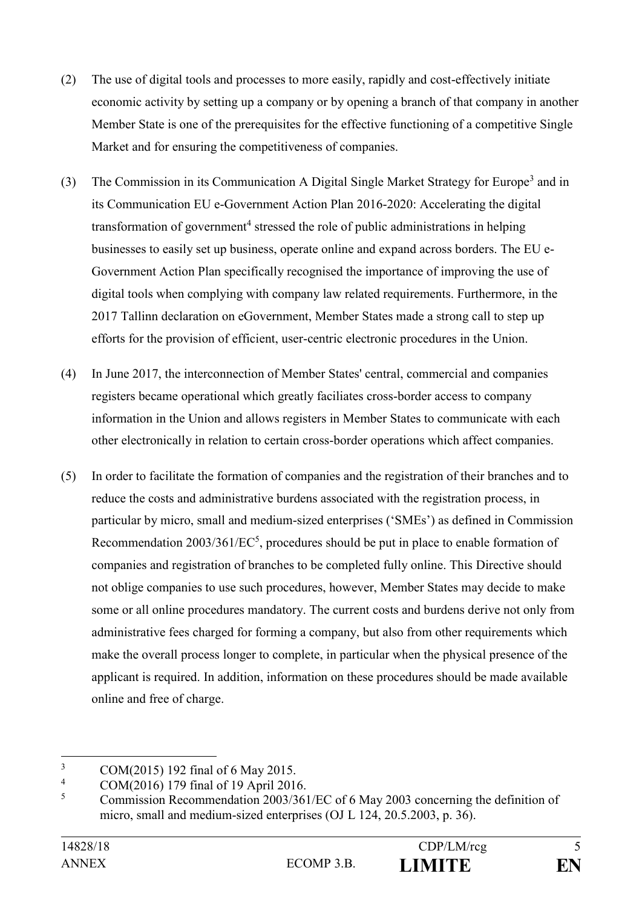(2) The use of digital tools and processes to more easily, rapidly and cost-effectively initiate economic activity by setting up a company or by opening a branch of that company in another Member State is one of the prerequisites for the effective functioning of a competitive Single Market and for ensuring the competitiveness of companies.

(3) The Commission in its Communication A Digital Single Market Strategy for Europe[3] and in its Communication EU e-Government Action Plan 2016-2020: Accelerating the digital transformation of government[4] stressed the role of public administrations in helping businesses to easily set up business, operate online and expand across borders. The EU e-Government Action Plan specifically recognised the importance of improving the use of digital tools when complying with company law related requirements. Furthermore, in the 2017 Tallinn declaration on eGovernment, Member States made a strong call to step up efforts for the provision of efficient, user-centric electronic procedures in the Union.

(4) In June 2017, the interconnection of Member States' central, commercial and companies registers became operational which greatly faciliates cross-border access to company information in the Union and allows registers in Member States to communicate with each other electronically in relation to certain cross-border operations which affect companies.

(5) In order to facilitate the formation of companies and the registration of their branches and to reduce the costs and administrative burdens associated with the registration process, in particular by micro, small and medium-sized enterprises ('SMEs') as defined in Commission Recommendation 2003/361/EC[5], procedures should be put in place to enable formation of companies and registration of branches to be completed fully online. This Directive should not oblige companies to use such procedures, however, Member States may decide to make some or all online procedures mandatory. The current costs and burdens derive not only from administrative fees charged for forming a company, but also from other requirements which make the overall process longer to complete, in particular when the physical presence of the applicant is required. In addition, information on these procedures should be made available online and free of charge.

---

[3] COM(2015) 192 final of 6 May 2015.

[4] COM(2016) 179 final of 19 April 2016.

[5] Commission Recommendation 2003/361/EC of 6 May 2003 concerning the definition of micro, small and medium-sized enterprises (OJ L 124, 20.5.2003, p. 36).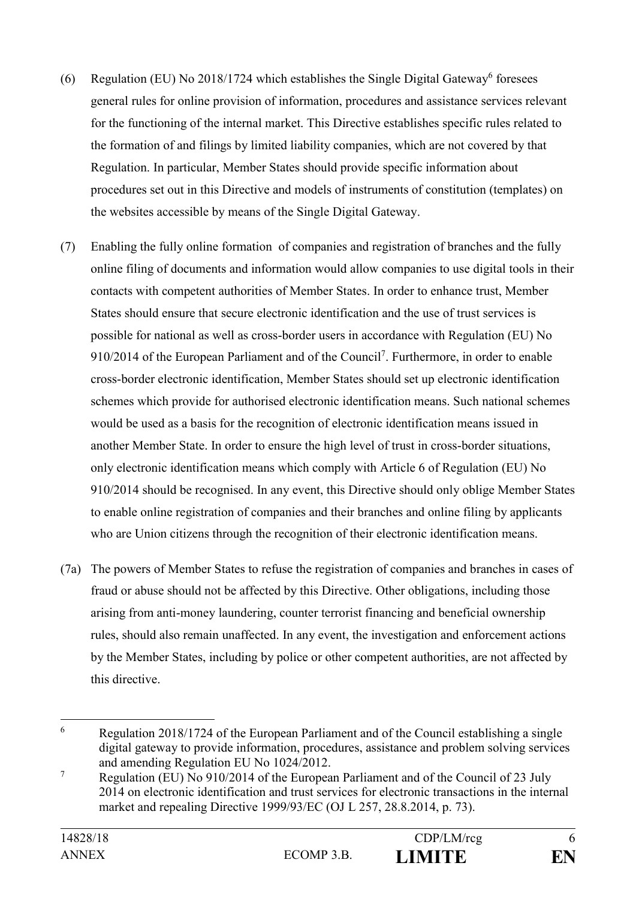(6) Regulation (EU) No 2018/1724 which establishes the Single Digital Gateway[6] foresees general rules for online provision of information, procedures and assistance services relevant for the functioning of the internal market. This Directive establishes specific rules related to the formation of and filings by limited liability companies, which are not covered by that Regulation. In particular, Member States should provide specific information about procedures set out in this Directive and models of instruments of constitution (templates) on the websites accessible by means of the Single Digital Gateway.

(7) Enabling the fully online formation of companies and registration of branches and the fully online filing of documents and information would allow companies to use digital tools in their contacts with competent authorities of Member States. In order to enhance trust, Member States should ensure that secure electronic identification and the use of trust services is possible for national as well as cross-border users in accordance with Regulation (EU) No 910/2014 of the European Parliament and of the Council[7]. Furthermore, in order to enable cross-border electronic identification, Member States should set up electronic identification schemes which provide for authorised electronic identification means. Such national schemes would be used as a basis for the recognition of electronic identification means issued in another Member State. In order to ensure the high level of trust in cross-border situations, only electronic identification means which comply with Article 6 of Regulation (EU) No 910/2014 should be recognised. In any event, this Directive should only oblige Member States to enable online registration of companies and their branches and online filing by applicants who are Union citizens through the recognition of their electronic identification means.

(7a) The powers of Member States to refuse the registration of companies and branches in cases of fraud or abuse should not be affected by this Directive. Other obligations, including those arising from anti-money laundering, counter terrorist financing and beneficial ownership rules, should also remain unaffected. In any event, the investigation and enforcement actions by the Member States, including by police or other competent authorities, are not affected by this directive.

---

[6] Regulation 2018/1724 of the European Parliament and of the Council establishing a single digital gateway to provide information, procedures, assistance and problem solving services and amending Regulation EU No 1024/2012.

[7] Regulation (EU) No 910/2014 of the European Parliament and of the Council of 23 July 2014 on electronic identification and trust services for electronic transactions in the internal market and repealing Directive 1999/93/EC (OJ L 257, 28.8.2014, p. 73).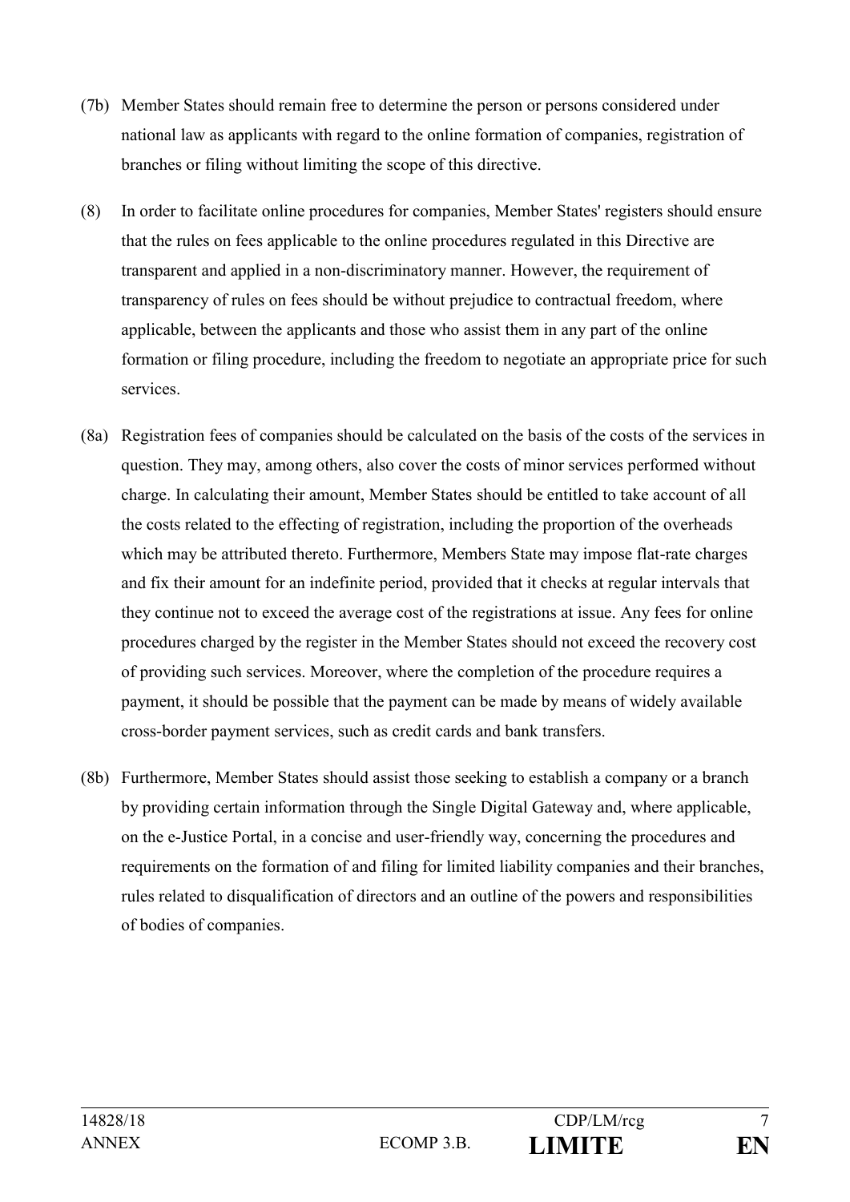(7b) Member States should remain free to determine the person or persons considered under national law as applicants with regard to the online formation of companies, registration of branches or filing without limiting the scope of this directive.

(8) In order to facilitate online procedures for companies, Member States' registers should ensure that the rules on fees applicable to the online procedures regulated in this Directive are transparent and applied in a non-discriminatory manner. However, the requirement of transparency of rules on fees should be without prejudice to contractual freedom, where applicable, between the applicants and those who assist them in any part of the online formation or filing procedure, including the freedom to negotiate an appropriate price for such services.

(8a) Registration fees of companies should be calculated on the basis of the costs of the services in question. They may, among others, also cover the costs of minor services performed without charge. In calculating their amount, Member States should be entitled to take account of all the costs related to the effecting of registration, including the proportion of the overheads which may be attributed thereto. Furthermore, Members State may impose flat-rate charges and fix their amount for an indefinite period, provided that it checks at regular intervals that they continue not to exceed the average cost of the registrations at issue. Any fees for online procedures charged by the register in the Member States should not exceed the recovery cost of providing such services. Moreover, where the completion of the procedure requires a payment, it should be possible that the payment can be made by means of widely available cross-border payment services, such as credit cards and bank transfers.

(8b) Furthermore, Member States should assist those seeking to establish a company or a branch by providing certain information through the Single Digital Gateway and, where applicable, on the e-Justice Portal, in a concise and user-friendly way, concerning the procedures and requirements on the formation of and filing for limited liability companies and their branches, rules related to disqualification of directors and an outline of the powers and responsibilities of bodies of companies.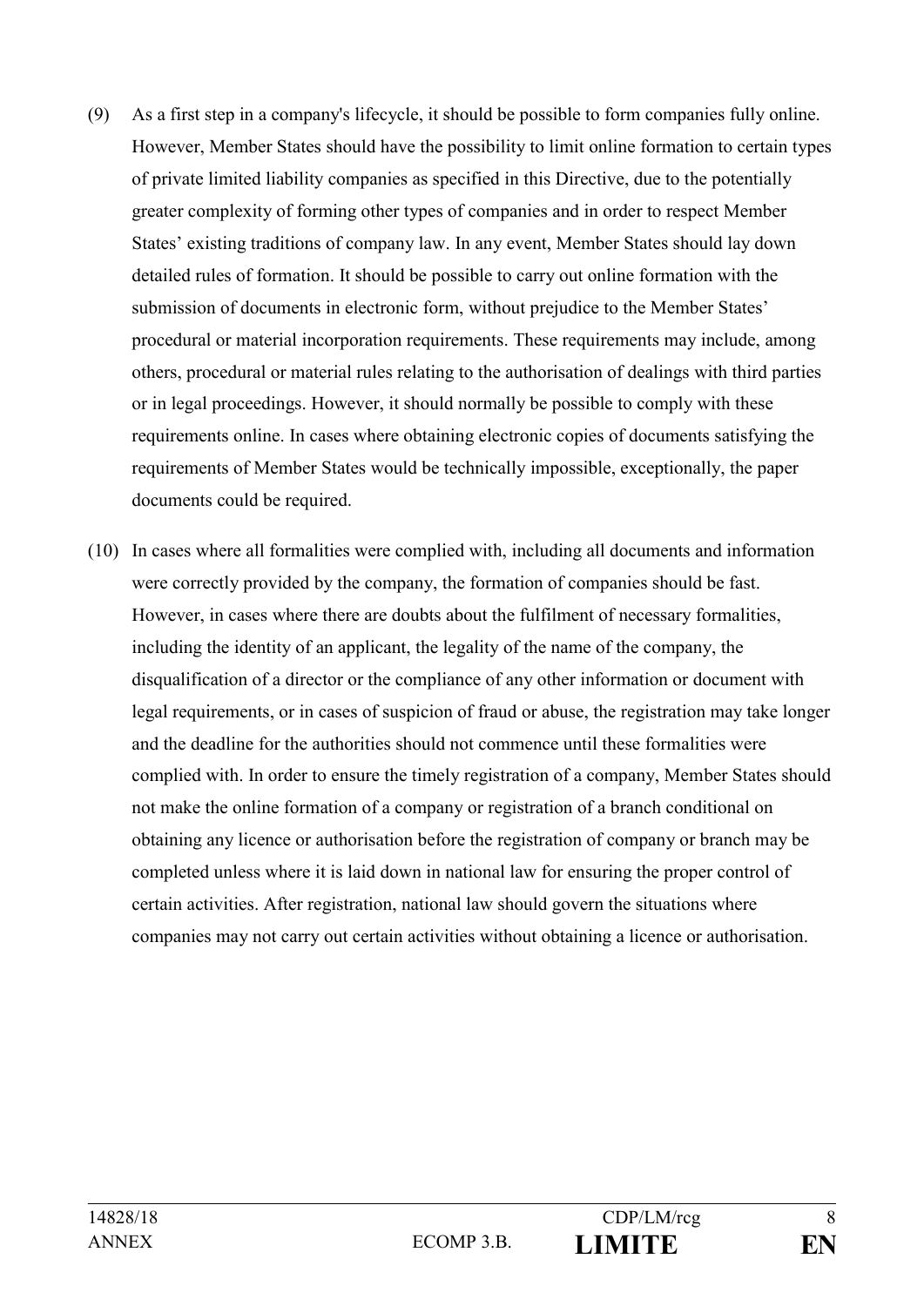(9) As a first step in a company's lifecycle, it should be possible to form companies fully online. However, Member States should have the possibility to limit online formation to certain types of private limited liability companies as specified in this Directive, due to the potentially greater complexity of forming other types of companies and in order to respect Member States' existing traditions of company law. In any event, Member States should lay down detailed rules of formation. It should be possible to carry out online formation with the submission of documents in electronic form, without prejudice to the Member States' procedural or material incorporation requirements. These requirements may include, among others, procedural or material rules relating to the authorisation of dealings with third parties or in legal proceedings. However, it should normally be possible to comply with these requirements online. In cases where obtaining electronic copies of documents satisfying the requirements of Member States would be technically impossible, exceptionally, the paper documents could be required.

(10) In cases where all formalities were complied with, including all documents and information were correctly provided by the company, the formation of companies should be fast. However, in cases where there are doubts about the fulfilment of necessary formalities, including the identity of an applicant, the legality of the name of the company, the disqualification of a director or the compliance of any other information or document with legal requirements, or in cases of suspicion of fraud or abuse, the registration may take longer and the deadline for the authorities should not commence until these formalities were complied with. In order to ensure the timely registration of a company, Member States should not make the online formation of a company or registration of a branch conditional on obtaining any licence or authorisation before the registration of company or branch may be completed unless where it is laid down in national law for ensuring the proper control of certain activities. After registration, national law should govern the situations where companies may not carry out certain activities without obtaining a licence or authorisation.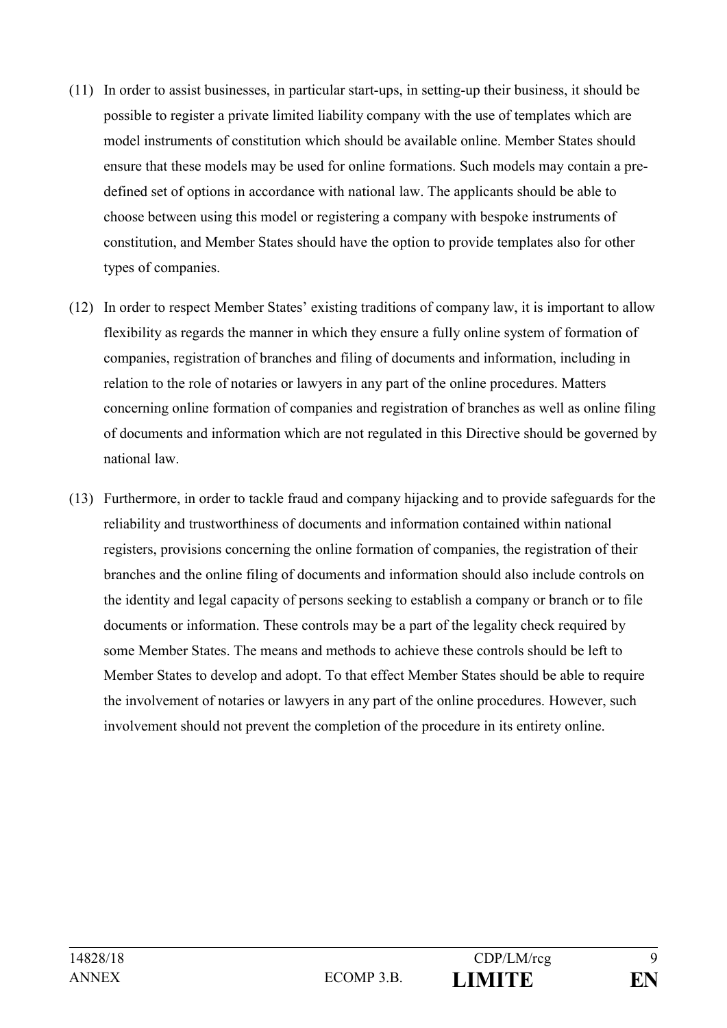(11) In order to assist businesses, in particular start-ups, in setting-up their business, it should be possible to register a private limited liability company with the use of templates which are model instruments of constitution which should be available online. Member States should ensure that these models may be used for online formations. Such models may contain a pre-defined set of options in accordance with national law. The applicants should be able to choose between using this model or registering a company with bespoke instruments of constitution, and Member States should have the option to provide templates also for other types of companies.

(12) In order to respect Member States' existing traditions of company law, it is important to allow flexibility as regards the manner in which they ensure a fully online system of formation of companies, registration of branches and filing of documents and information, including in relation to the role of notaries or lawyers in any part of the online procedures. Matters concerning online formation of companies and registration of branches as well as online filing of documents and information which are not regulated in this Directive should be governed by national law.

(13) Furthermore, in order to tackle fraud and company hijacking and to provide safeguards for the reliability and trustworthiness of documents and information contained within national registers, provisions concerning the online formation of companies, the registration of their branches and the online filing of documents and information should also include controls on the identity and legal capacity of persons seeking to establish a company or branch or to file documents or information. These controls may be a part of the legality check required by some Member States. The means and methods to achieve these controls should be left to Member States to develop and adopt. To that effect Member States should be able to require the involvement of notaries or lawyers in any part of the online procedures. However, such involvement should not prevent the completion of the procedure in its entirety online.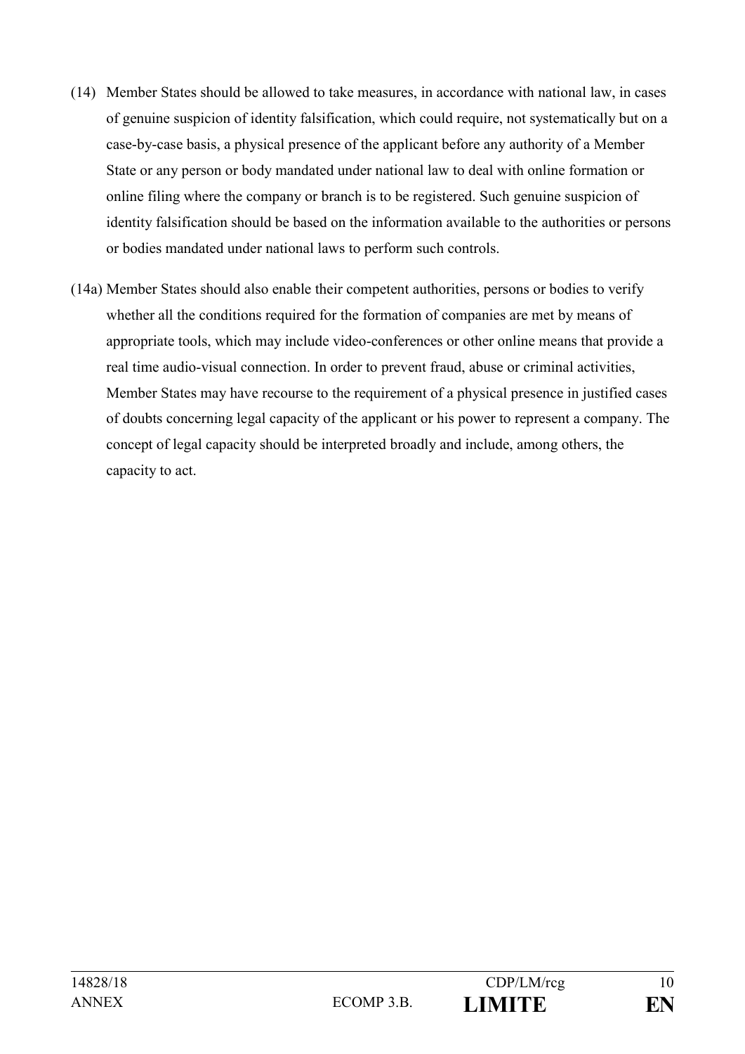(14) Member States should be allowed to take measures, in accordance with national law, in cases of genuine suspicion of identity falsification, which could require, not systematically but on a case-by-case basis, a physical presence of the applicant before any authority of a Member State or any person or body mandated under national law to deal with online formation or online filing where the company or branch is to be registered. Such genuine suspicion of identity falsification should be based on the information available to the authorities or persons or bodies mandated under national laws to perform such controls.

(14a) Member States should also enable their competent authorities, persons or bodies to verify whether all the conditions required for the formation of companies are met by means of appropriate tools, which may include video-conferences or other online means that provide a real time audio-visual connection. In order to prevent fraud, abuse or criminal activities, Member States may have recourse to the requirement of a physical presence in justified cases of doubts concerning legal capacity of the applicant or his power to represent a company. The concept of legal capacity should be interpreted broadly and include, among others, the capacity to act.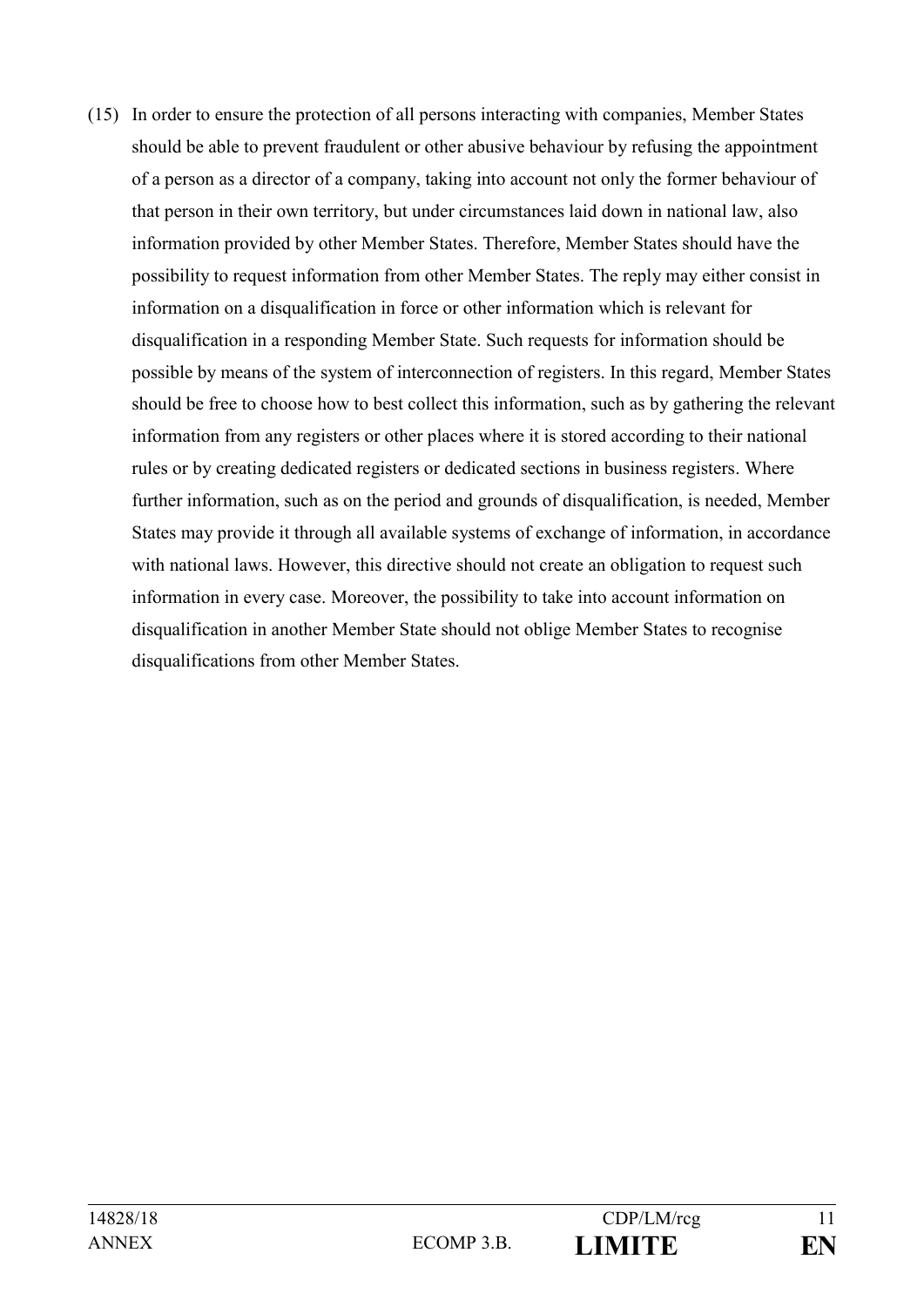(15) In order to ensure the protection of all persons interacting with companies, Member States should be able to prevent fraudulent or other abusive behaviour by refusing the appointment of a person as a director of a company, taking into account not only the former behaviour of that person in their own territory, but under circumstances laid down in national law, also information provided by other Member States. Therefore, Member States should have the possibility to request information from other Member States. The reply may either consist in information on a disqualification in force or other information which is relevant for disqualification in a responding Member State. Such requests for information should be possible by means of the system of interconnection of registers. In this regard, Member States should be free to choose how to best collect this information, such as by gathering the relevant information from any registers or other places where it is stored according to their national rules or by creating dedicated registers or dedicated sections in business registers. Where further information, such as on the period and grounds of disqualification, is needed, Member States may provide it through all available systems of exchange of information, in accordance with national laws. However, this directive should not create an obligation to request such information in every case. Moreover, the possibility to take into account information on disqualification in another Member State should not oblige Member States to recognise disqualifications from other Member States.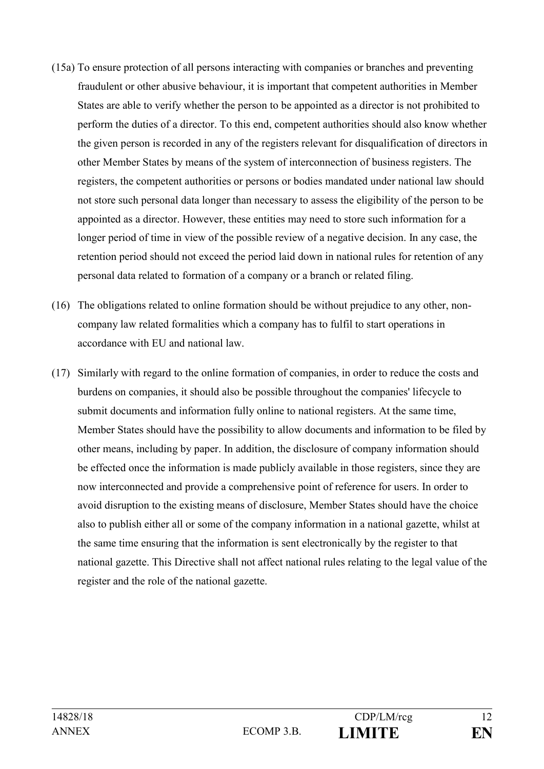(15a) To ensure protection of all persons interacting with companies or branches and preventing fraudulent or other abusive behaviour, it is important that competent authorities in Member States are able to verify whether the person to be appointed as a director is not prohibited to perform the duties of a director. To this end, competent authorities should also know whether the given person is recorded in any of the registers relevant for disqualification of directors in other Member States by means of the system of interconnection of business registers. The registers, the competent authorities or persons or bodies mandated under national law should not store such personal data longer than necessary to assess the eligibility of the person to be appointed as a director. However, these entities may need to store such information for a longer period of time in view of the possible review of a negative decision. In any case, the retention period should not exceed the period laid down in national rules for retention of any personal data related to formation of a company or a branch or related filing.

(16) The obligations related to online formation should be without prejudice to any other, non-company law related formalities which a company has to fulfil to start operations in accordance with EU and national law.

(17) Similarly with regard to the online formation of companies, in order to reduce the costs and burdens on companies, it should also be possible throughout the companies' lifecycle to submit documents and information fully online to national registers. At the same time, Member States should have the possibility to allow documents and information to be filed by other means, including by paper. In addition, the disclosure of company information should be effected once the information is made publicly available in those registers, since they are now interconnected and provide a comprehensive point of reference for users. In order to avoid disruption to the existing means of disclosure, Member States should have the choice also to publish either all or some of the company information in a national gazette, whilst at the same time ensuring that the information is sent electronically by the register to that national gazette. This Directive shall not affect national rules relating to the legal value of the register and the role of the national gazette.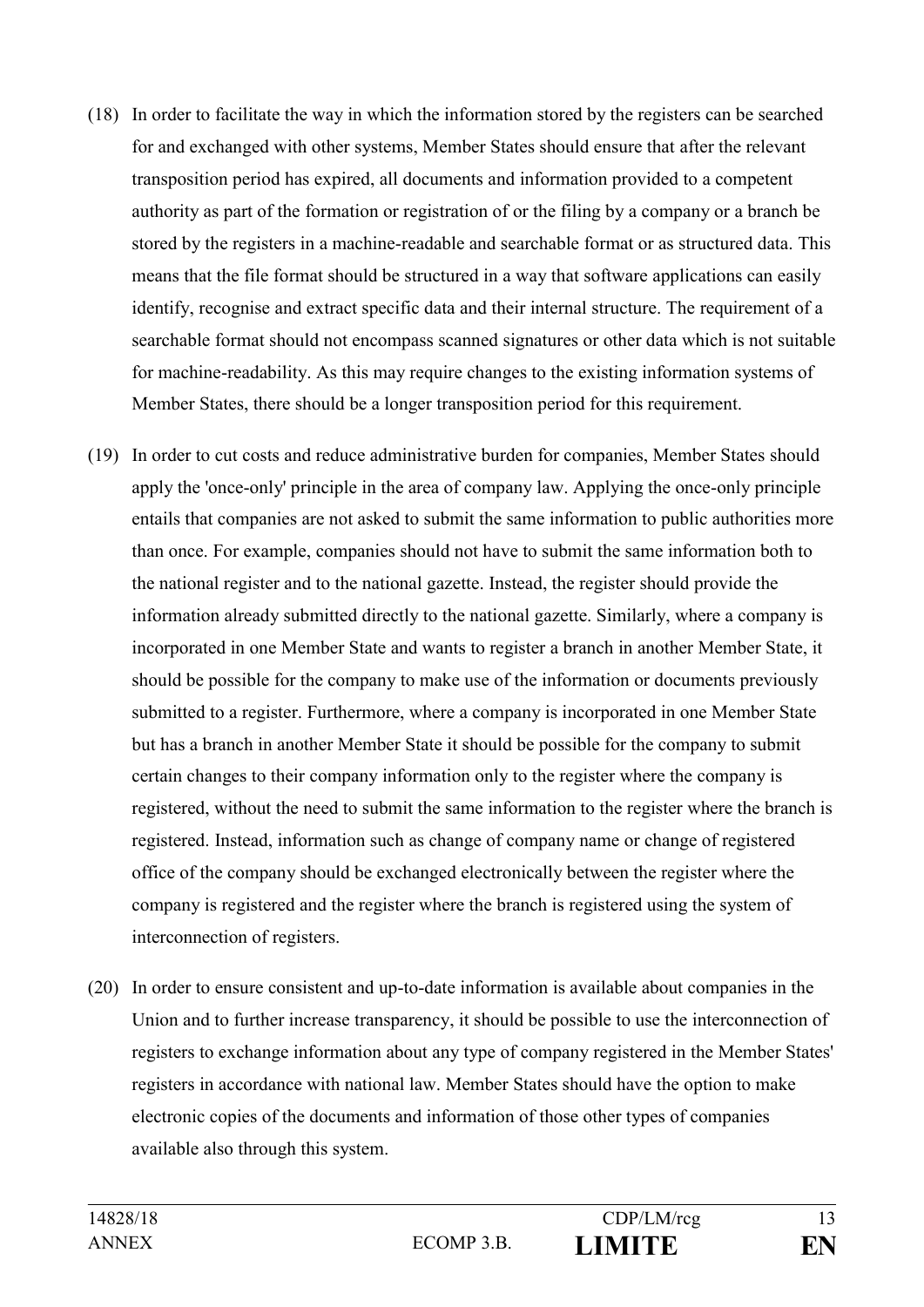(18) In order to facilitate the way in which the information stored by the registers can be searched for and exchanged with other systems, Member States should ensure that after the relevant transposition period has expired, all documents and information provided to a competent authority as part of the formation or registration of or the filing by a company or a branch be stored by the registers in a machine-readable and searchable format or as structured data. This means that the file format should be structured in a way that software applications can easily identify, recognise and extract specific data and their internal structure. The requirement of a searchable format should not encompass scanned signatures or other data which is not suitable for machine-readability. As this may require changes to the existing information systems of Member States, there should be a longer transposition period for this requirement.

(19) In order to cut costs and reduce administrative burden for companies, Member States should apply the 'once-only' principle in the area of company law. Applying the once-only principle entails that companies are not asked to submit the same information to public authorities more than once. For example, companies should not have to submit the same information both to the national register and to the national gazette. Instead, the register should provide the information already submitted directly to the national gazette. Similarly, where a company is incorporated in one Member State and wants to register a branch in another Member State, it should be possible for the company to make use of the information or documents previously submitted to a register. Furthermore, where a company is incorporated in one Member State but has a branch in another Member State it should be possible for the company to submit certain changes to their company information only to the register where the company is registered, without the need to submit the same information to the register where the branch is registered. Instead, information such as change of company name or change of registered office of the company should be exchanged electronically between the register where the company is registered and the register where the branch is registered using the system of interconnection of registers.

(20) In order to ensure consistent and up-to-date information is available about companies in the Union and to further increase transparency, it should be possible to use the interconnection of registers to exchange information about any type of company registered in the Member States' registers in accordance with national law. Member States should have the option to make electronic copies of the documents and information of those other types of companies available also through this system.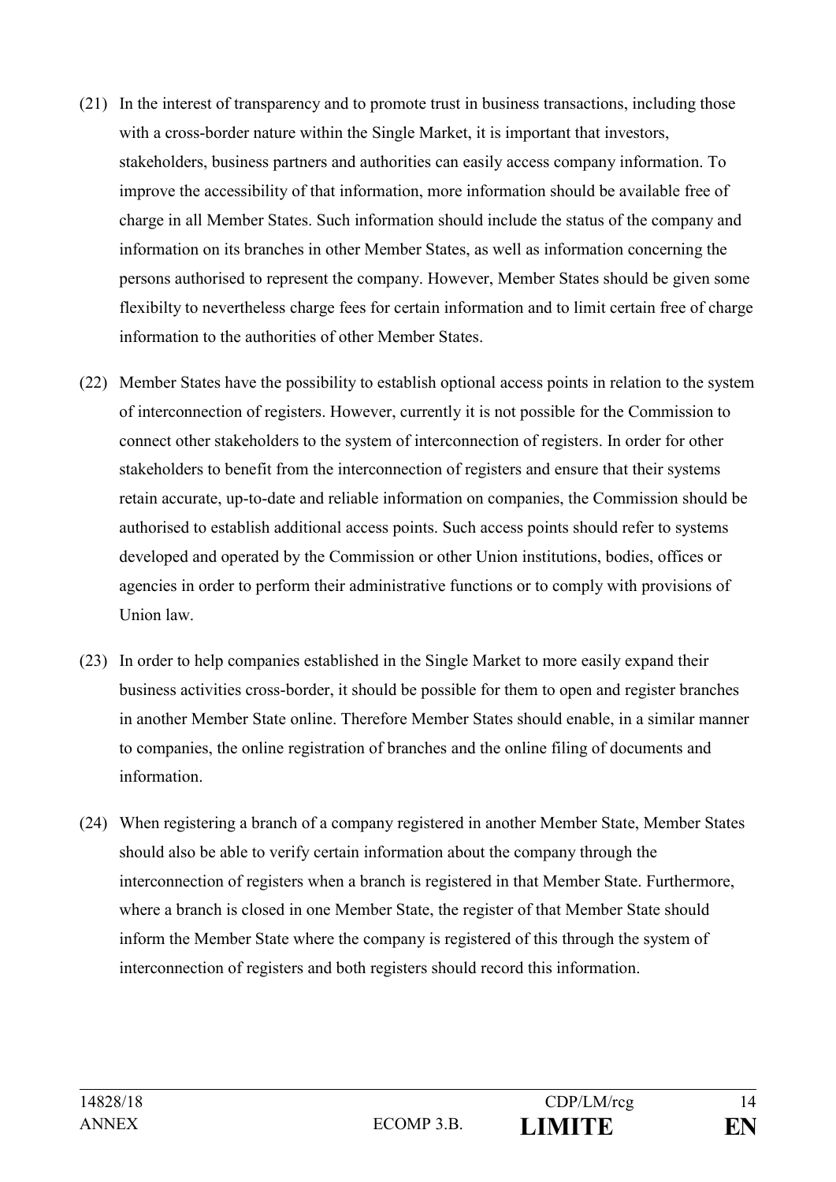(21) In the interest of transparency and to promote trust in business transactions, including those with a cross-border nature within the Single Market, it is important that investors, stakeholders, business partners and authorities can easily access company information. To improve the accessibility of that information, more information should be available free of charge in all Member States. Such information should include the status of the company and information on its branches in other Member States, as well as information concerning the persons authorised to represent the company. However, Member States should be given some flexibilty to nevertheless charge fees for certain information and to limit certain free of charge information to the authorities of other Member States.

(22) Member States have the possibility to establish optional access points in relation to the system of interconnection of registers. However, currently it is not possible for the Commission to connect other stakeholders to the system of interconnection of registers. In order for other stakeholders to benefit from the interconnection of registers and ensure that their systems retain accurate, up-to-date and reliable information on companies, the Commission should be authorised to establish additional access points. Such access points should refer to systems developed and operated by the Commission or other Union institutions, bodies, offices or agencies in order to perform their administrative functions or to comply with provisions of Union law.

(23) In order to help companies established in the Single Market to more easily expand their business activities cross-border, it should be possible for them to open and register branches in another Member State online. Therefore Member States should enable, in a similar manner to companies, the online registration of branches and the online filing of documents and information.

(24) When registering a branch of a company registered in another Member State, Member States should also be able to verify certain information about the company through the interconnection of registers when a branch is registered in that Member State. Furthermore, where a branch is closed in one Member State, the register of that Member State should inform the Member State where the company is registered of this through the system of interconnection of registers and both registers should record this information.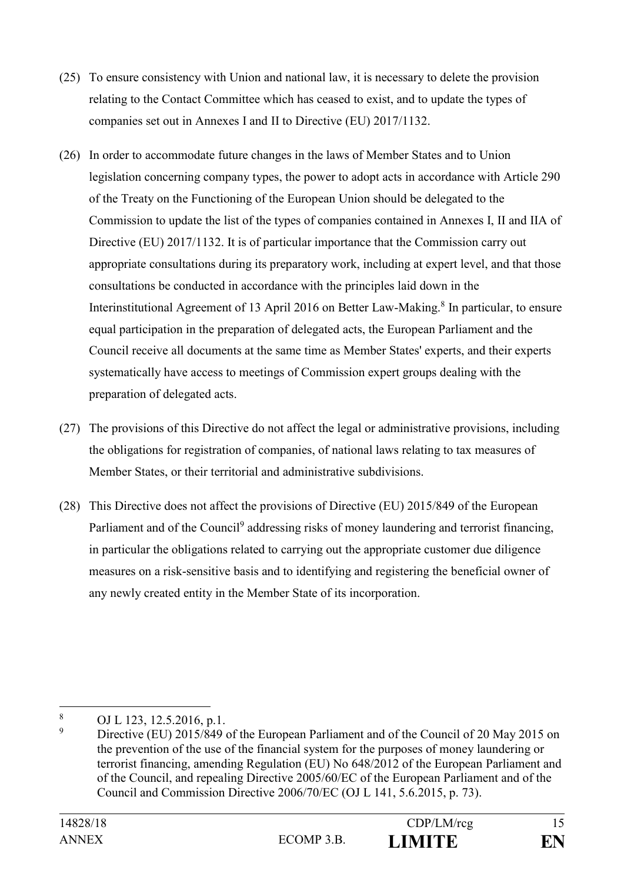(25) To ensure consistency with Union and national law, it is necessary to delete the provision relating to the Contact Committee which has ceased to exist, and to update the types of companies set out in Annexes I and II to Directive (EU) 2017/1132.

(26) In order to accommodate future changes in the laws of Member States and to Union legislation concerning company types, the power to adopt acts in accordance with Article 290 of the Treaty on the Functioning of the European Union should be delegated to the Commission to update the list of the types of companies contained in Annexes I, II and IIA of Directive (EU) 2017/1132. It is of particular importance that the Commission carry out appropriate consultations during its preparatory work, including at expert level, and that those consultations be conducted in accordance with the principles laid down in the Interinstitutional Agreement of 13 April 2016 on Better Law-Making.[8] In particular, to ensure equal participation in the preparation of delegated acts, the European Parliament and the Council receive all documents at the same time as Member States' experts, and their experts systematically have access to meetings of Commission expert groups dealing with the preparation of delegated acts.

(27) The provisions of this Directive do not affect the legal or administrative provisions, including the obligations for registration of companies, of national laws relating to tax measures of Member States, or their territorial and administrative subdivisions.

(28) This Directive does not affect the provisions of Directive (EU) 2015/849 of the European Parliament and of the Council[9] addressing risks of money laundering and terrorist financing, in particular the obligations related to carrying out the appropriate customer due diligence measures on a risk-sensitive basis and to identifying and registering the beneficial owner of any newly created entity in the Member State of its incorporation.

---

[8] OJ L 123, 12.5.2016, p.1.

[9] Directive (EU) 2015/849 of the European Parliament and of the Council of 20 May 2015 on the prevention of the use of the financial system for the purposes of money laundering or terrorist financing, amending Regulation (EU) No 648/2012 of the European Parliament and of the Council, and repealing Directive 2005/60/EC of the European Parliament and of the Council and Commission Directive 2006/70/EC (OJ L 141, 5.6.2015, p. 73).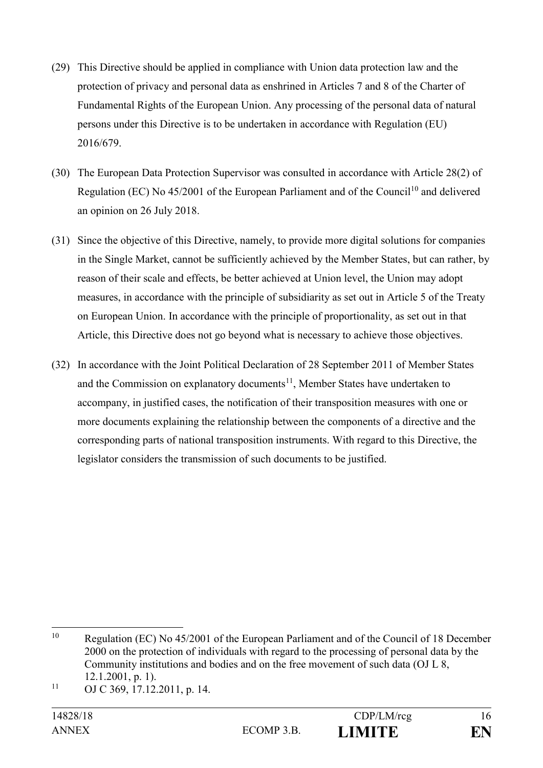(29) This Directive should be applied in compliance with Union data protection law and the protection of privacy and personal data as enshrined in Articles 7 and 8 of the Charter of Fundamental Rights of the European Union. Any processing of the personal data of natural persons under this Directive is to be undertaken in accordance with Regulation (EU) 2016/679.

(30) The European Data Protection Supervisor was consulted in accordance with Article 28(2) of Regulation (EC) No 45/2001 of the European Parliament and of the Council[10] and delivered an opinion on 26 July 2018.

(31) Since the objective of this Directive, namely, to provide more digital solutions for companies in the Single Market, cannot be sufficiently achieved by the Member States, but can rather, by reason of their scale and effects, be better achieved at Union level, the Union may adopt measures, in accordance with the principle of subsidiarity as set out in Article 5 of the Treaty on European Union. In accordance with the principle of proportionality, as set out in that Article, this Directive does not go beyond what is necessary to achieve those objectives.

(32) In accordance with the Joint Political Declaration of 28 September 2011 of Member States and the Commission on explanatory documents[11], Member States have undertaken to accompany, in justified cases, the notification of their transposition measures with one or more documents explaining the relationship between the components of a directive and the corresponding parts of national transposition instruments. With regard to this Directive, the legislator considers the transmission of such documents to be justified.

---

[10] Regulation (EC) No 45/2001 of the European Parliament and of the Council of 18 December 2000 on the protection of individuals with regard to the processing of personal data by the Community institutions and bodies and on the free movement of such data (OJ L 8, 12.1.2001, p. 1).

[11] OJ C 369, 17.12.2011, p. 14.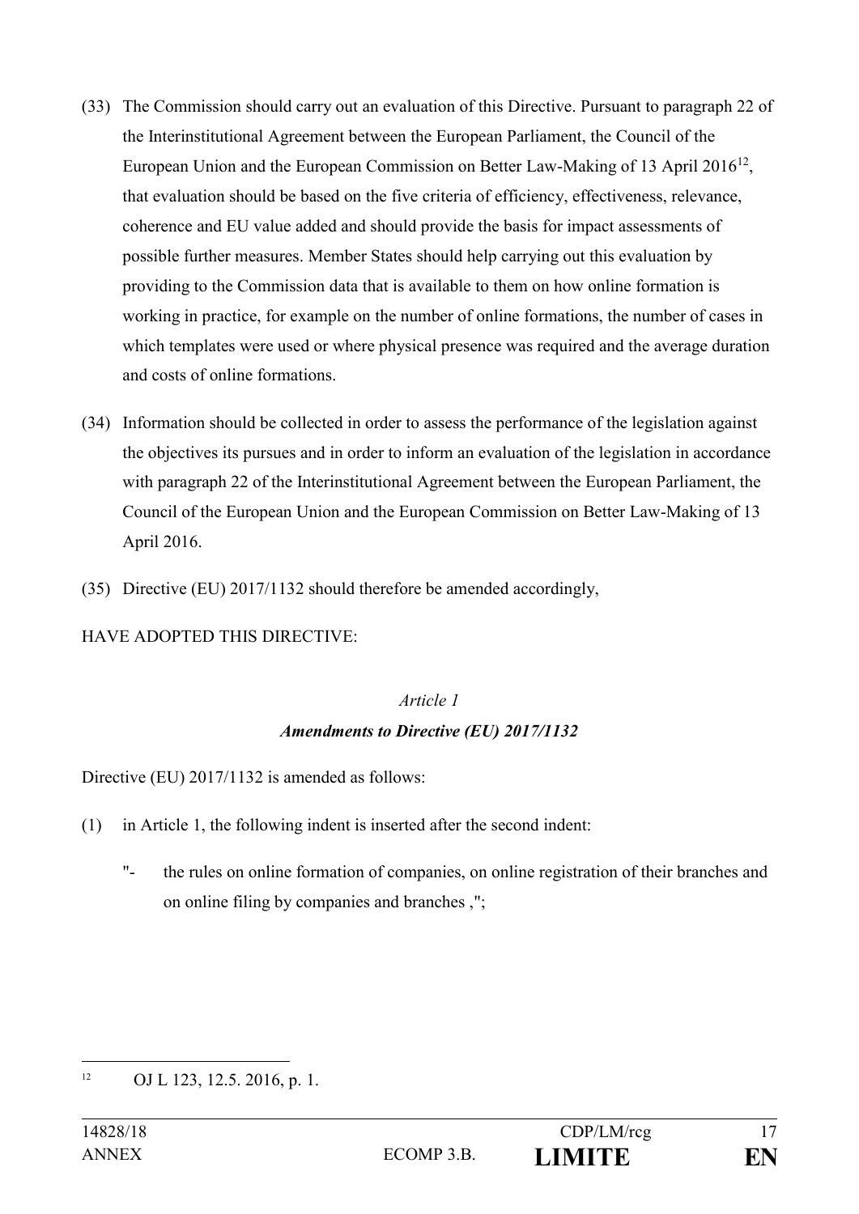(33) The Commission should carry out an evaluation of this Directive. Pursuant to paragraph 22 of the Interinstitutional Agreement between the European Parliament, the Council of the European Union and the European Commission on Better Law-Making of 13 April 2016[12], that evaluation should be based on the five criteria of efficiency, effectiveness, relevance, coherence and EU value added and should provide the basis for impact assessments of possible further measures. Member States should help carrying out this evaluation by providing to the Commission data that is available to them on how online formation is working in practice, for example on the number of online formations, the number of cases in which templates were used or where physical presence was required and the average duration and costs of online formations.

(34) Information should be collected in order to assess the performance of the legislation against the objectives its pursues and in order to inform an evaluation of the legislation in accordance with paragraph 22 of the Interinstitutional Agreement between the European Parliament, the Council of the European Union and the European Commission on Better Law-Making of 13 April 2016.

(35) Directive (EU) 2017/1132 should therefore be amended accordingly,

HAVE ADOPTED THIS DIRECTIVE:

*Article 1*

***Amendments to Directive (EU) 2017/1132***

Directive (EU) 2017/1132 is amended as follows:

(1) in Article 1, the following indent is inserted after the second indent:

"- the rules on online formation of companies, on online registration of their branches and on online filing by companies and branches ,";

---

[12] OJ L 123, 12.5. 2016, p. 1.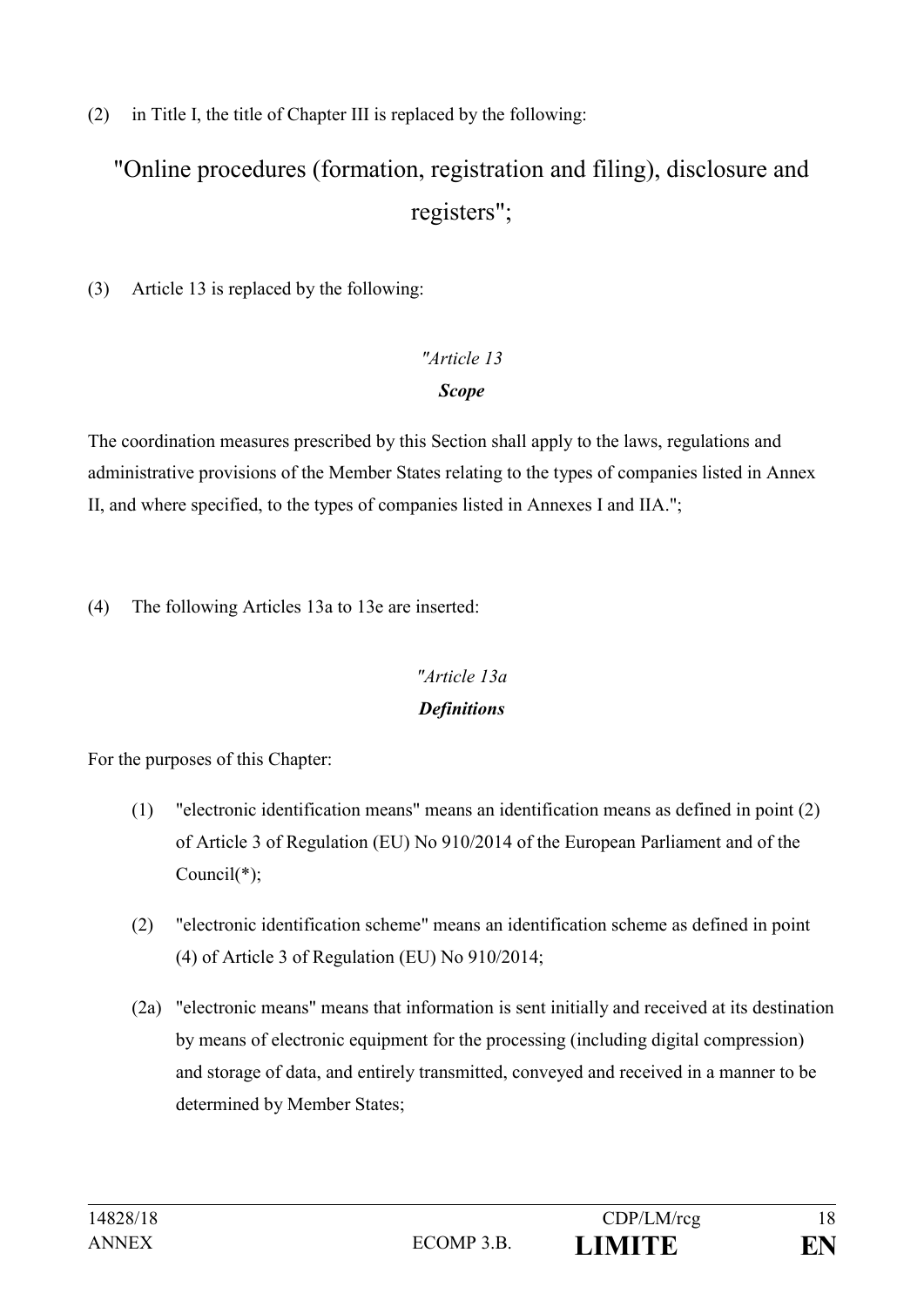(2) in Title I, the title of Chapter III is replaced by the following:

"Online procedures (formation, registration and filing), disclosure and registers";

(3) Article 13 is replaced by the following:

*"Article 13*

***Scope***

The coordination measures prescribed by this Section shall apply to the laws, regulations and administrative provisions of the Member States relating to the types of companies listed in Annex II, and where specified, to the types of companies listed in Annexes I and IIA.";

(4) The following Articles 13a to 13e are inserted:

*"Article 13a*

***Definitions***

For the purposes of this Chapter:

(1) "electronic identification means" means an identification means as defined in point (2) of Article 3 of Regulation (EU) No 910/2014 of the European Parliament and of the Council(*);

(2) "electronic identification scheme" means an identification scheme as defined in point (4) of Article 3 of Regulation (EU) No 910/2014;

(2a) "electronic means" means that information is sent initially and received at its destination by means of electronic equipment for the processing (including digital compression) and storage of data, and entirely transmitted, conveyed and received in a manner to be determined by Member States;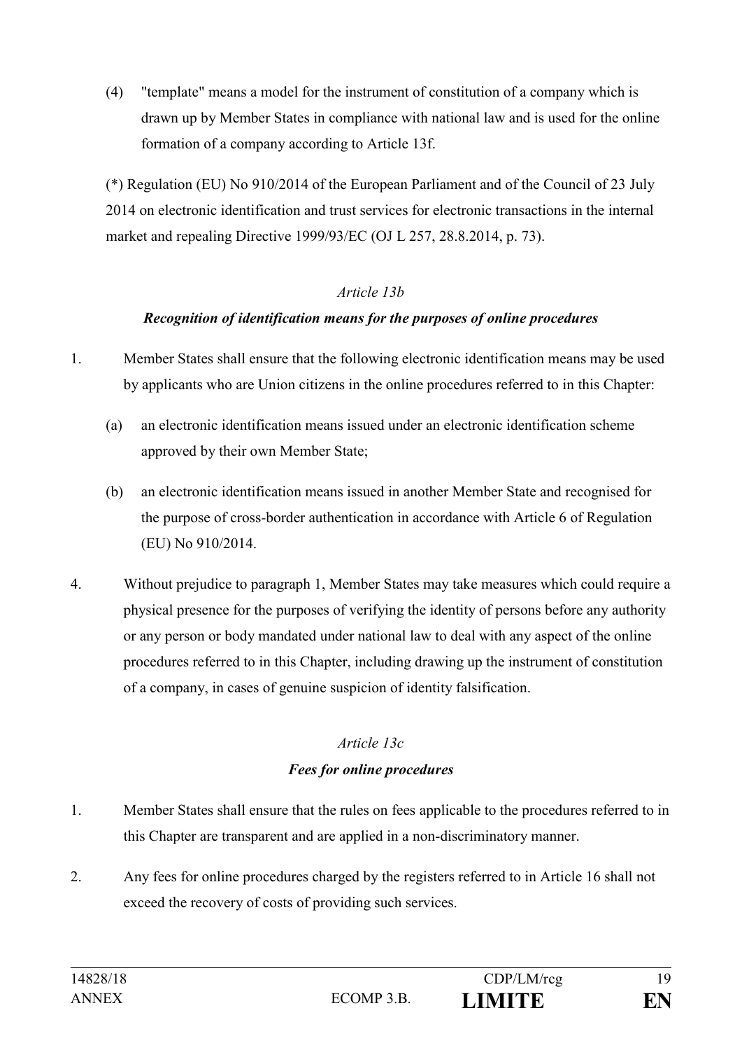(4) "template" means a model for the instrument of constitution of a company which is drawn up by Member States in compliance with national law and is used for the online formation of a company according to Article 13f.

(*) Regulation (EU) No 910/2014 of the European Parliament and of the Council of 23 July 2014 on electronic identification and trust services for electronic transactions in the internal market and repealing Directive 1999/93/EC (OJ L 257, 28.8.2014, p. 73).

*Article 13b*

***Recognition of identification means for the purposes of online procedures***

1. Member States shall ensure that the following electronic identification means may be used by applicants who are Union citizens in the online procedures referred to in this Chapter:

   (a) an electronic identification means issued under an electronic identification scheme approved by their own Member State;

   (b) an electronic identification means issued in another Member State and recognised for the purpose of cross-border authentication in accordance with Article 6 of Regulation (EU) No 910/2014.

4. Without prejudice to paragraph 1, Member States may take measures which could require a physical presence for the purposes of verifying the identity of persons before any authority or any person or body mandated under national law to deal with any aspect of the online procedures referred to in this Chapter, including drawing up the instrument of constitution of a company, in cases of genuine suspicion of identity falsification.

*Article 13c*

***Fees for online procedures***

1. Member States shall ensure that the rules on fees applicable to the procedures referred to in this Chapter are transparent and are applied in a non-discriminatory manner.

2. Any fees for online procedures charged by the registers referred to in Article 16 shall not exceed the recovery of costs of providing such services.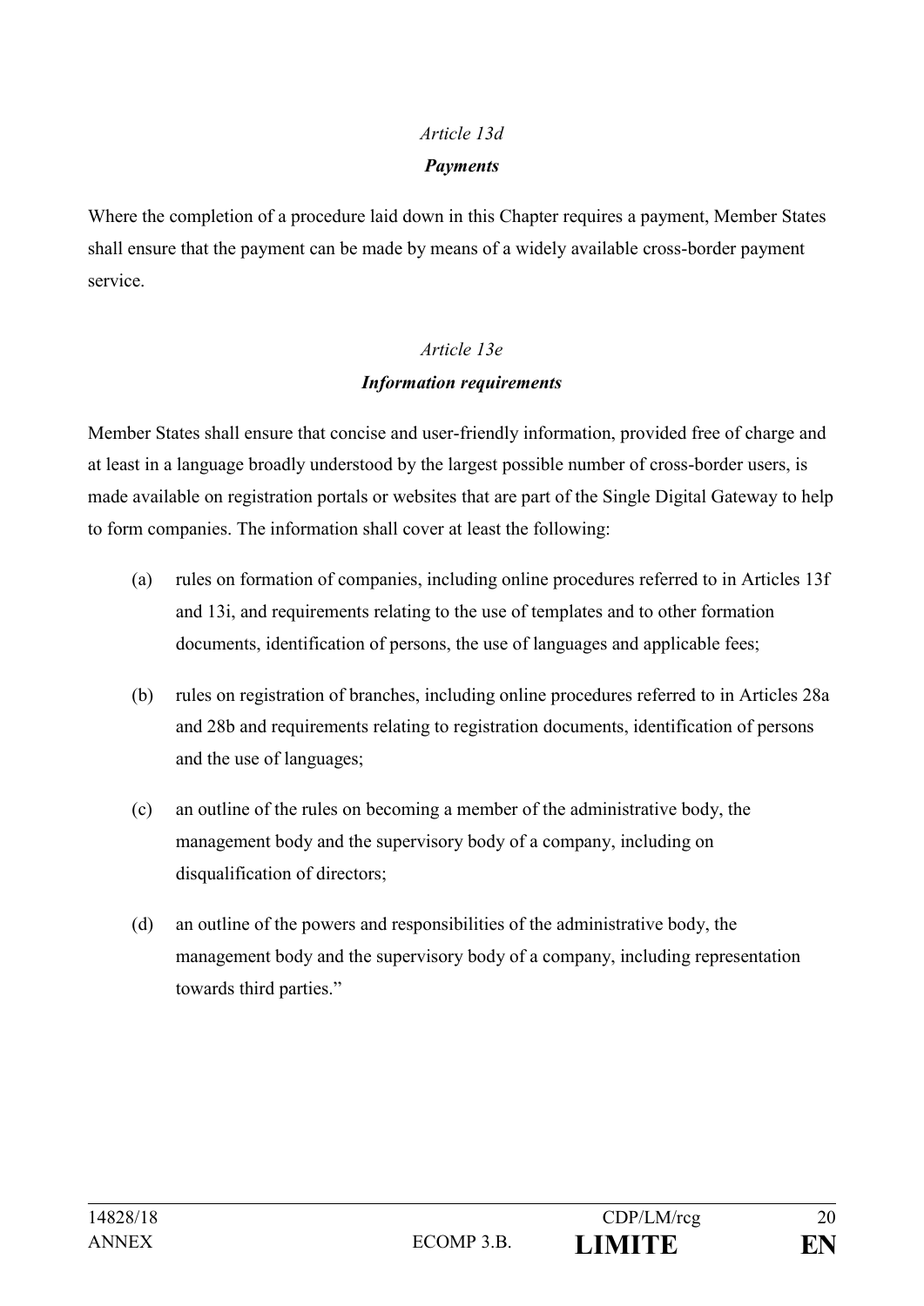*Article 13d*

***Payments***

Where the completion of a procedure laid down in this Chapter requires a payment, Member States shall ensure that the payment can be made by means of a widely available cross-border payment service.

*Article 13e*

***Information requirements***

Member States shall ensure that concise and user-friendly information, provided free of charge and at least in a language broadly understood by the largest possible number of cross-border users, is made available on registration portals or websites that are part of the Single Digital Gateway to help to form companies. The information shall cover at least the following:

(a) rules on formation of companies, including online procedures referred to in Articles 13f and 13i, and requirements relating to the use of templates and to other formation documents, identification of persons, the use of languages and applicable fees;

(b) rules on registration of branches, including online procedures referred to in Articles 28a and 28b and requirements relating to registration documents, identification of persons and the use of languages;

(c) an outline of the rules on becoming a member of the administrative body, the management body and the supervisory body of a company, including on disqualification of directors;

(d) an outline of the powers and responsibilities of the administrative body, the management body and the supervisory body of a company, including representation towards third parties."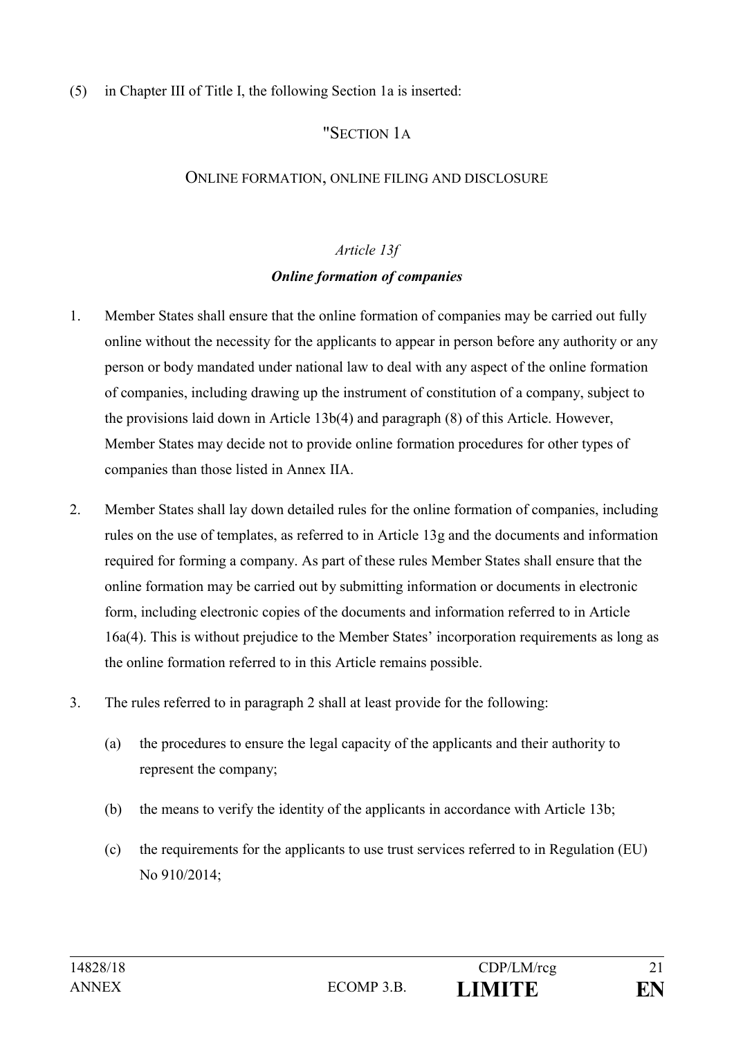(5) in Chapter III of Title I, the following Section 1a is inserted:

"SECTION 1A

ONLINE FORMATION, ONLINE FILING AND DISCLOSURE

*Article 13f*

***Online formation of companies***

1. Member States shall ensure that the online formation of companies may be carried out fully online without the necessity for the applicants to appear in person before any authority or any person or body mandated under national law to deal with any aspect of the online formation of companies, including drawing up the instrument of constitution of a company, subject to the provisions laid down in Article 13b(4) and paragraph (8) of this Article. However, Member States may decide not to provide online formation procedures for other types of companies than those listed in Annex IIA.

2. Member States shall lay down detailed rules for the online formation of companies, including rules on the use of templates, as referred to in Article 13g and the documents and information required for forming a company. As part of these rules Member States shall ensure that the online formation may be carried out by submitting information or documents in electronic form, including electronic copies of the documents and information referred to in Article 16a(4). This is without prejudice to the Member States' incorporation requirements as long as the online formation referred to in this Article remains possible.

3. The rules referred to in paragraph 2 shall at least provide for the following:

   (a) the procedures to ensure the legal capacity of the applicants and their authority to represent the company;

   (b) the means to verify the identity of the applicants in accordance with Article 13b;

   (c) the requirements for the applicants to use trust services referred to in Regulation (EU) No 910/2014;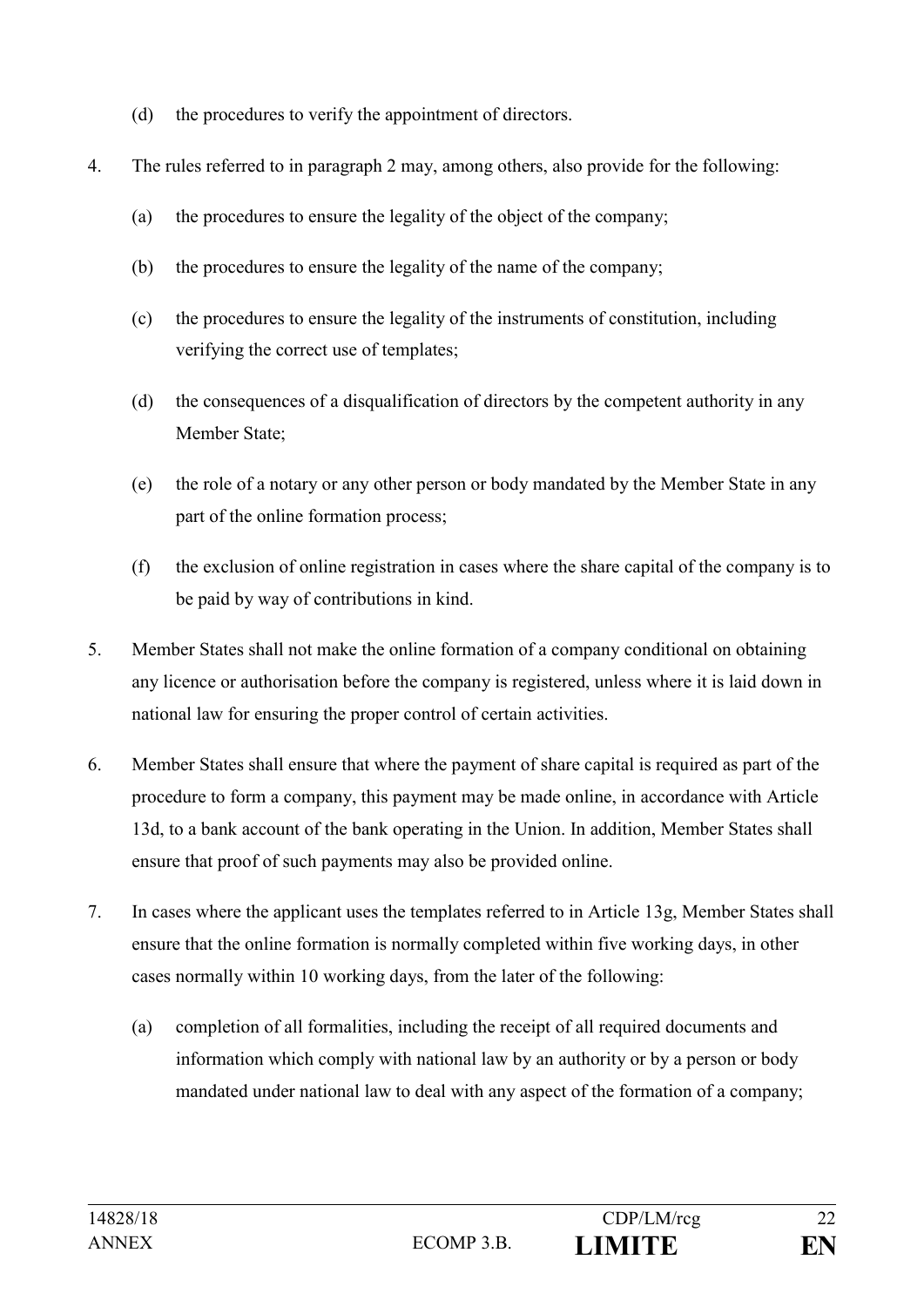(d) the procedures to verify the appointment of directors.

4. The rules referred to in paragraph 2 may, among others, also provide for the following:

   (a) the procedures to ensure the legality of the object of the company;

   (b) the procedures to ensure the legality of the name of the company;

   (c) the procedures to ensure the legality of the instruments of constitution, including verifying the correct use of templates;

   (d) the consequences of a disqualification of directors by the competent authority in any Member State;

   (e) the role of a notary or any other person or body mandated by the Member State in any part of the online formation process;

   (f) the exclusion of online registration in cases where the share capital of the company is to be paid by way of contributions in kind.

5. Member States shall not make the online formation of a company conditional on obtaining any licence or authorisation before the company is registered, unless where it is laid down in national law for ensuring the proper control of certain activities.

6. Member States shall ensure that where the payment of share capital is required as part of the procedure to form a company, this payment may be made online, in accordance with Article 13d, to a bank account of the bank operating in the Union. In addition, Member States shall ensure that proof of such payments may also be provided online.

7. In cases where the applicant uses the templates referred to in Article 13g, Member States shall ensure that the online formation is normally completed within five working days, in other cases normally within 10 working days, from the later of the following:

   (a) completion of all formalities, including the receipt of all required documents and information which comply with national law by an authority or by a person or body mandated under national law to deal with any aspect of the formation of a company;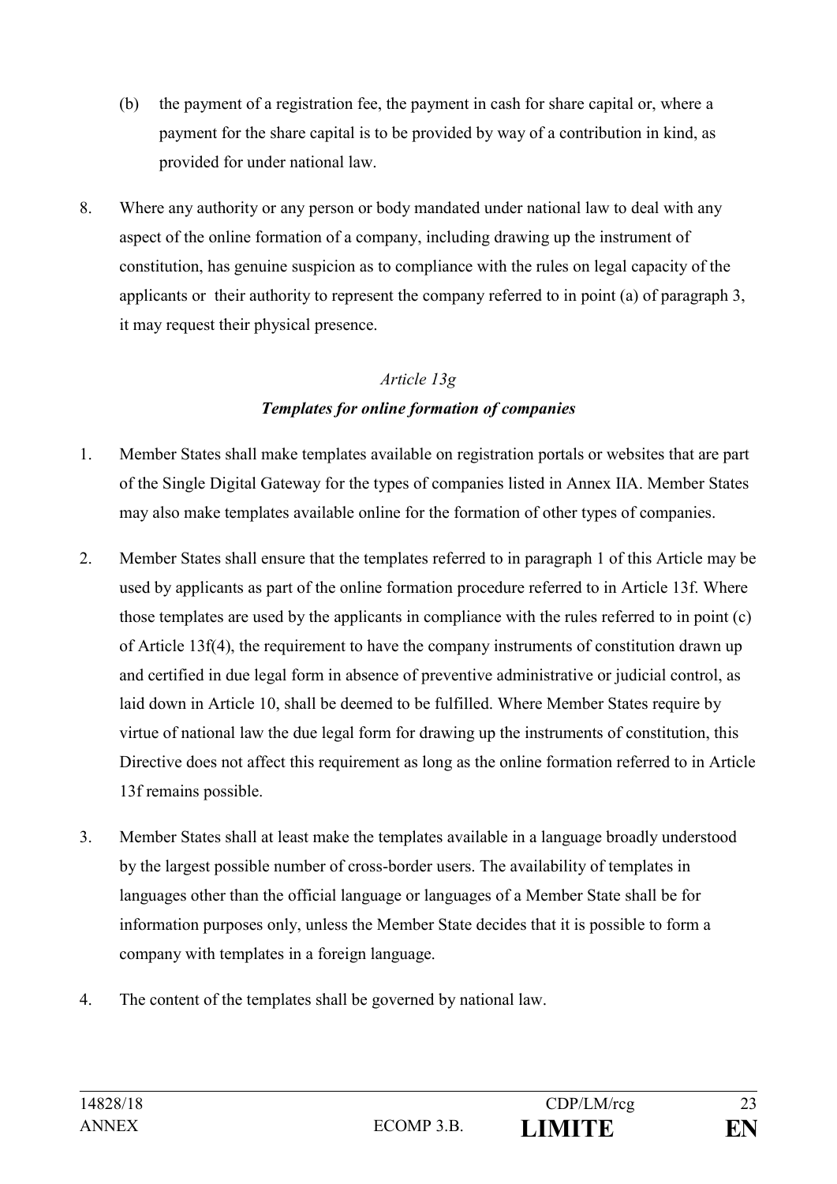(b) the payment of a registration fee, the payment in cash for share capital or, where a payment for the share capital is to be provided by way of a contribution in kind, as provided for under national law.

8. Where any authority or any person or body mandated under national law to deal with any aspect of the online formation of a company, including drawing up the instrument of constitution, has genuine suspicion as to compliance with the rules on legal capacity of the applicants or their authority to represent the company referred to in point (a) of paragraph 3, it may request their physical presence.

*Article 13g*

***Templates for online formation of companies***

1. Member States shall make templates available on registration portals or websites that are part of the Single Digital Gateway for the types of companies listed in Annex IIA. Member States may also make templates available online for the formation of other types of companies.

2. Member States shall ensure that the templates referred to in paragraph 1 of this Article may be used by applicants as part of the online formation procedure referred to in Article 13f. Where those templates are used by the applicants in compliance with the rules referred to in point (c) of Article 13f(4), the requirement to have the company instruments of constitution drawn up and certified in due legal form in absence of preventive administrative or judicial control, as laid down in Article 10, shall be deemed to be fulfilled. Where Member States require by virtue of national law the due legal form for drawing up the instruments of constitution, this Directive does not affect this requirement as long as the online formation referred to in Article 13f remains possible.

3. Member States shall at least make the templates available in a language broadly understood by the largest possible number of cross-border users. The availability of templates in languages other than the official language or languages of a Member State shall be for information purposes only, unless the Member State decides that it is possible to form a company with templates in a foreign language.

4. The content of the templates shall be governed by national law.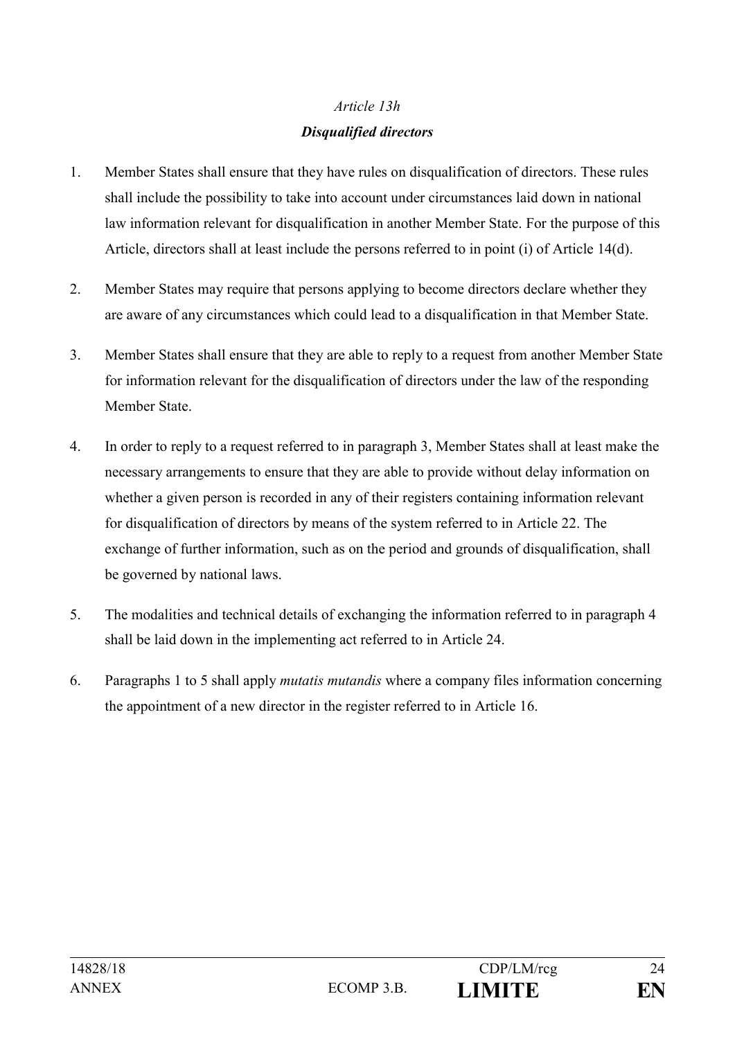*Article 13h*

***Disqualified directors***

1. Member States shall ensure that they have rules on disqualification of directors. These rules shall include the possibility to take into account under circumstances laid down in national law information relevant for disqualification in another Member State. For the purpose of this Article, directors shall at least include the persons referred to in point (i) of Article 14(d).

2. Member States may require that persons applying to become directors declare whether they are aware of any circumstances which could lead to a disqualification in that Member State.

3. Member States shall ensure that they are able to reply to a request from another Member State for information relevant for the disqualification of directors under the law of the responding Member State.

4. In order to reply to a request referred to in paragraph 3, Member States shall at least make the necessary arrangements to ensure that they are able to provide without delay information on whether a given person is recorded in any of their registers containing information relevant for disqualification of directors by means of the system referred to in Article 22. The exchange of further information, such as on the period and grounds of disqualification, shall be governed by national laws.

5. The modalities and technical details of exchanging the information referred to in paragraph 4 shall be laid down in the implementing act referred to in Article 24.

6. Paragraphs 1 to 5 shall apply *mutatis mutandis* where a company files information concerning the appointment of a new director in the register referred to in Article 16.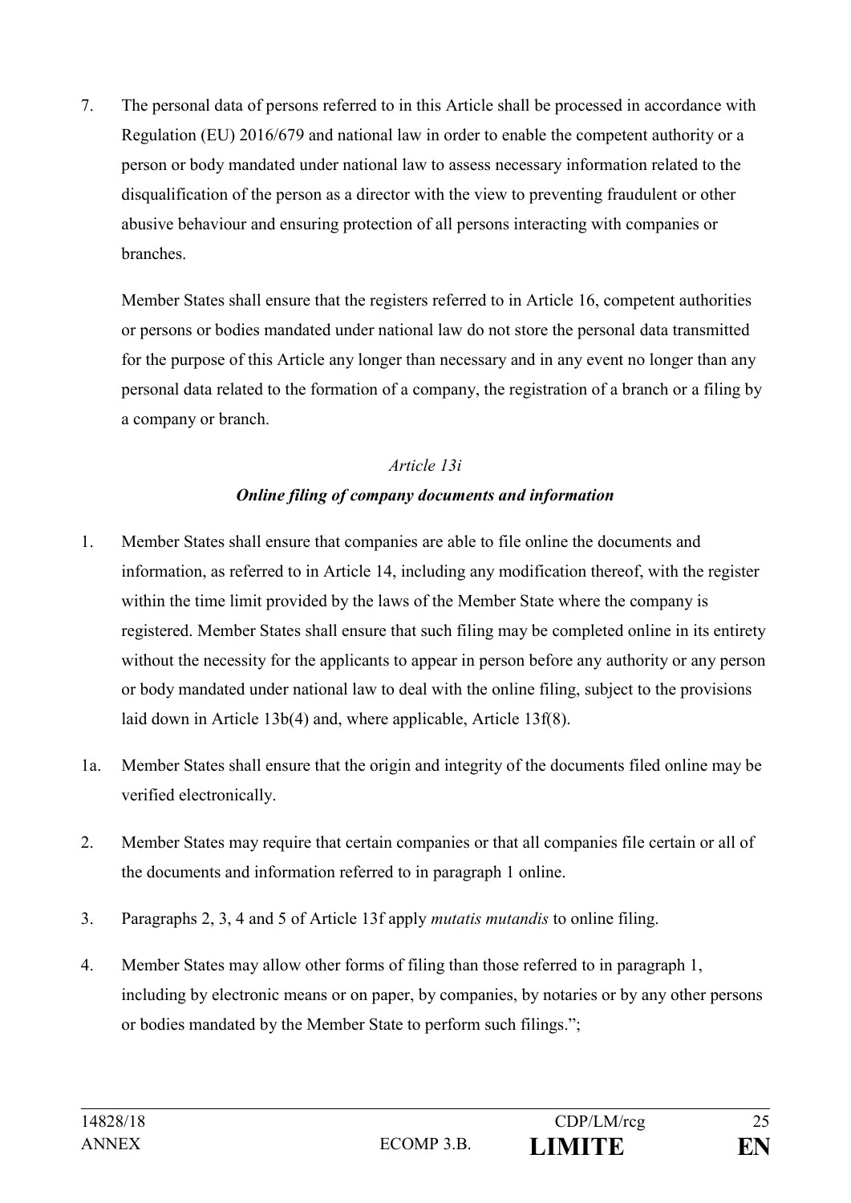7. The personal data of persons referred to in this Article shall be processed in accordance with Regulation (EU) 2016/679 and national law in order to enable the competent authority or a person or body mandated under national law to assess necessary information related to the disqualification of the person as a director with the view to preventing fraudulent or other abusive behaviour and ensuring protection of all persons interacting with companies or branches.

   Member States shall ensure that the registers referred to in Article 16, competent authorities or persons or bodies mandated under national law do not store the personal data transmitted for the purpose of this Article any longer than necessary and in any event no longer than any personal data related to the formation of a company, the registration of a branch or a filing by a company or branch.

*Article 13i*

***Online filing of company documents and information***

1. Member States shall ensure that companies are able to file online the documents and information, as referred to in Article 14, including any modification thereof, with the register within the time limit provided by the laws of the Member State where the company is registered. Member States shall ensure that such filing may be completed online in its entirety without the necessity for the applicants to appear in person before any authority or any person or body mandated under national law to deal with the online filing, subject to the provisions laid down in Article 13b(4) and, where applicable, Article 13f(8).

1a. Member States shall ensure that the origin and integrity of the documents filed online may be verified electronically.

2. Member States may require that certain companies or that all companies file certain or all of the documents and information referred to in paragraph 1 online.

3. Paragraphs 2, 3, 4 and 5 of Article 13f apply *mutatis mutandis* to online filing.

4. Member States may allow other forms of filing than those referred to in paragraph 1, including by electronic means or on paper, by companies, by notaries or by any other persons or bodies mandated by the Member State to perform such filings.";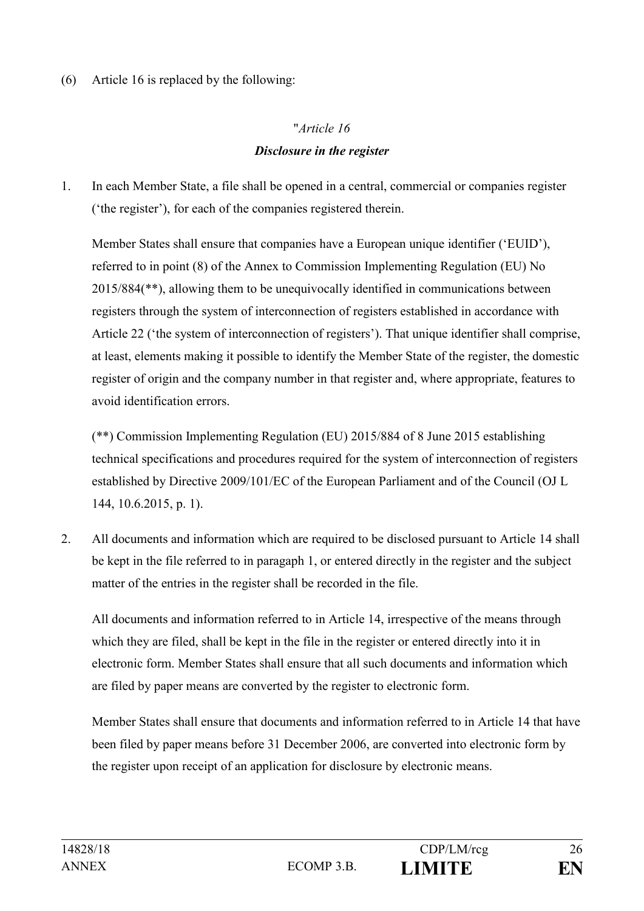(6) Article 16 is replaced by the following:

"*Article 16*

***Disclosure in the register***

1. In each Member State, a file shall be opened in a central, commercial or companies register ('the register'), for each of the companies registered therein.

   Member States shall ensure that companies have a European unique identifier ('EUID'), referred to in point (8) of the Annex to Commission Implementing Regulation (EU) No 2015/884(**), allowing them to be unequivocally identified in communications between registers through the system of interconnection of registers established in accordance with Article 22 ('the system of interconnection of registers'). That unique identifier shall comprise, at least, elements making it possible to identify the Member State of the register, the domestic register of origin and the company number in that register and, where appropriate, features to avoid identification errors.

   (**) Commission Implementing Regulation (EU) 2015/884 of 8 June 2015 establishing technical specifications and procedures required for the system of interconnection of registers established by Directive 2009/101/EC of the European Parliament and of the Council (OJ L 144, 10.6.2015, p. 1).

2. All documents and information which are required to be disclosed pursuant to Article 14 shall be kept in the file referred to in paragaph 1, or entered directly in the register and the subject matter of the entries in the register shall be recorded in the file.

   All documents and information referred to in Article 14, irrespective of the means through which they are filed, shall be kept in the file in the register or entered directly into it in electronic form. Member States shall ensure that all such documents and information which are filed by paper means are converted by the register to electronic form.

   Member States shall ensure that documents and information referred to in Article 14 that have been filed by paper means before 31 December 2006, are converted into electronic form by the register upon receipt of an application for disclosure by electronic means.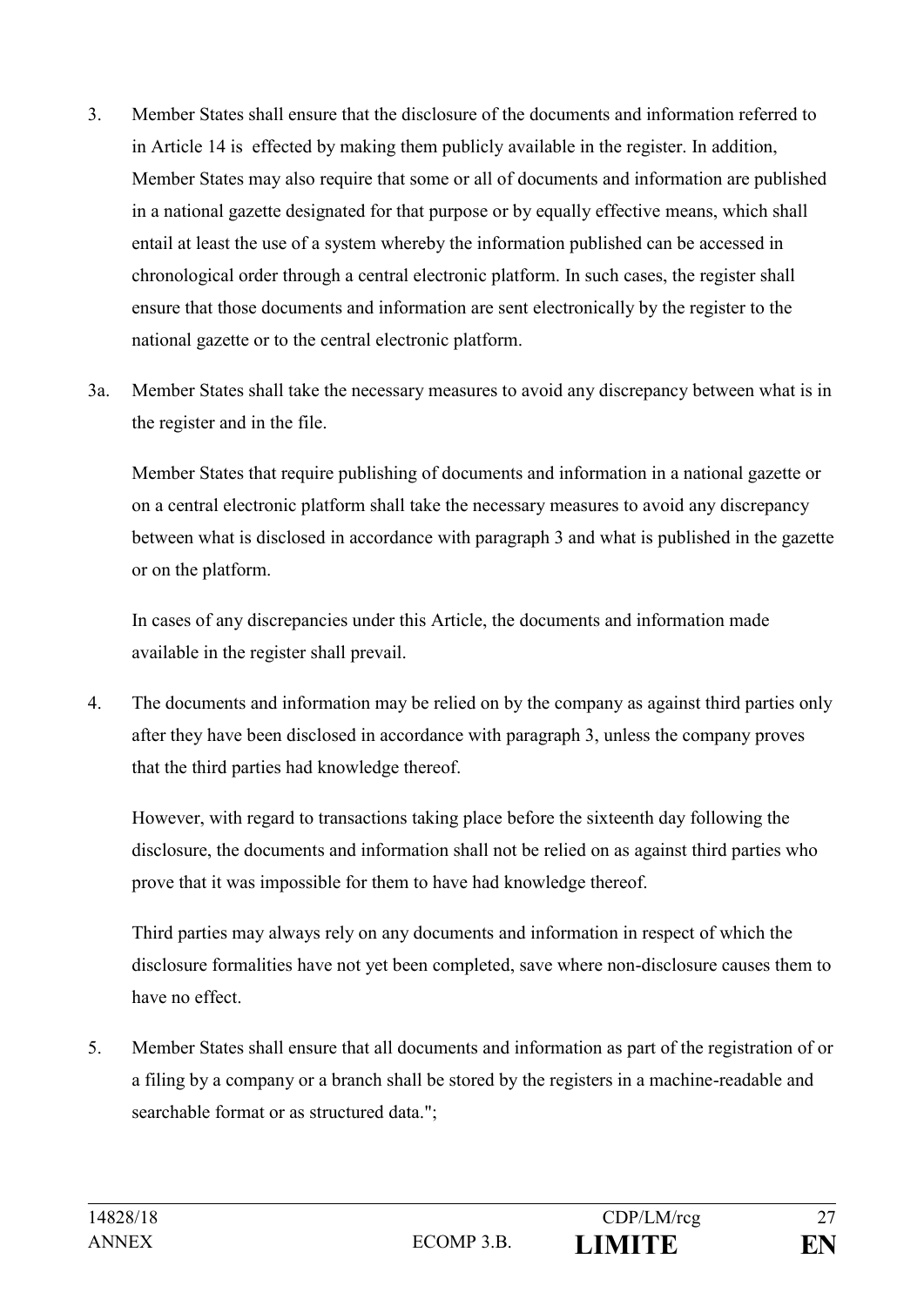3. Member States shall ensure that the disclosure of the documents and information referred to in Article 14 is effected by making them publicly available in the register. In addition, Member States may also require that some or all of documents and information are published in a national gazette designated for that purpose or by equally effective means, which shall entail at least the use of a system whereby the information published can be accessed in chronological order through a central electronic platform. In such cases, the register shall ensure that those documents and information are sent electronically by the register to the national gazette or to the central electronic platform.

3a. Member States shall take the necessary measures to avoid any discrepancy between what is in the register and in the file.

Member States that require publishing of documents and information in a national gazette or on a central electronic platform shall take the necessary measures to avoid any discrepancy between what is disclosed in accordance with paragraph 3 and what is published in the gazette or on the platform.

In cases of any discrepancies under this Article, the documents and information made available in the register shall prevail.

4. The documents and information may be relied on by the company as against third parties only after they have been disclosed in accordance with paragraph 3, unless the company proves that the third parties had knowledge thereof.

However, with regard to transactions taking place before the sixteenth day following the disclosure, the documents and information shall not be relied on as against third parties who prove that it was impossible for them to have had knowledge thereof.

Third parties may always rely on any documents and information in respect of which the disclosure formalities have not yet been completed, save where non-disclosure causes them to have no effect.

5. Member States shall ensure that all documents and information as part of the registration of or a filing by a company or a branch shall be stored by the registers in a machine-readable and searchable format or as structured data.";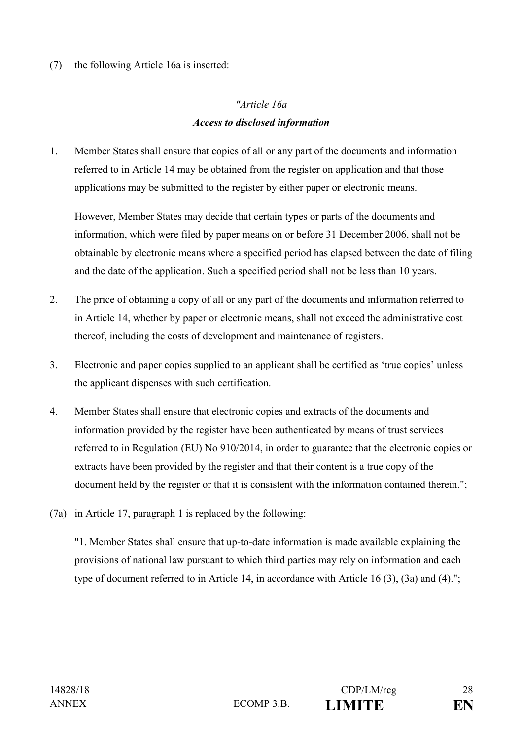(7) the following Article 16a is inserted:

*"Article 16a*

***Access to disclosed information***

1. Member States shall ensure that copies of all or any part of the documents and information referred to in Article 14 may be obtained from the register on application and that those applications may be submitted to the register by either paper or electronic means.

   However, Member States may decide that certain types or parts of the documents and information, which were filed by paper means on or before 31 December 2006, shall not be obtainable by electronic means where a specified period has elapsed between the date of filing and the date of the application. Such a specified period shall not be less than 10 years.

2. The price of obtaining a copy of all or any part of the documents and information referred to in Article 14, whether by paper or electronic means, shall not exceed the administrative cost thereof, including the costs of development and maintenance of registers.

3. Electronic and paper copies supplied to an applicant shall be certified as 'true copies' unless the applicant dispenses with such certification.

4. Member States shall ensure that electronic copies and extracts of the documents and information provided by the register have been authenticated by means of trust services referred to in Regulation (EU) No 910/2014, in order to guarantee that the electronic copies or extracts have been provided by the register and that their content is a true copy of the document held by the register or that it is consistent with the information contained therein.";

(7a) in Article 17, paragraph 1 is replaced by the following:

   "1. Member States shall ensure that up-to-date information is made available explaining the provisions of national law pursuant to which third parties may rely on information and each type of document referred to in Article 14, in accordance with Article 16 (3), (3a) and (4).";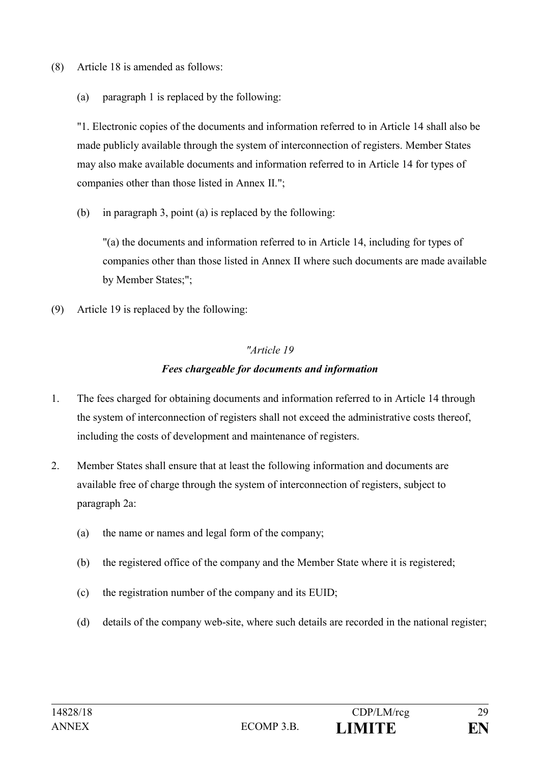(8) Article 18 is amended as follows:

(a) paragraph 1 is replaced by the following:

"1. Electronic copies of the documents and information referred to in Article 14 shall also be made publicly available through the system of interconnection of registers. Member States may also make available documents and information referred to in Article 14 for types of companies other than those listed in Annex II.";

(b) in paragraph 3, point (a) is replaced by the following:

"(a) the documents and information referred to in Article 14, including for types of companies other than those listed in Annex II where such documents are made available by Member States;";

(9) Article 19 is replaced by the following:

*"Article 19*

***Fees chargeable for documents and information***

1. The fees charged for obtaining documents and information referred to in Article 14 through the system of interconnection of registers shall not exceed the administrative costs thereof, including the costs of development and maintenance of registers.

2. Member States shall ensure that at least the following information and documents are available free of charge through the system of interconnection of registers, subject to paragraph 2a:

   (a) the name or names and legal form of the company;

   (b) the registered office of the company and the Member State where it is registered;

   (c) the registration number of the company and its EUID;

   (d) details of the company web-site, where such details are recorded in the national register;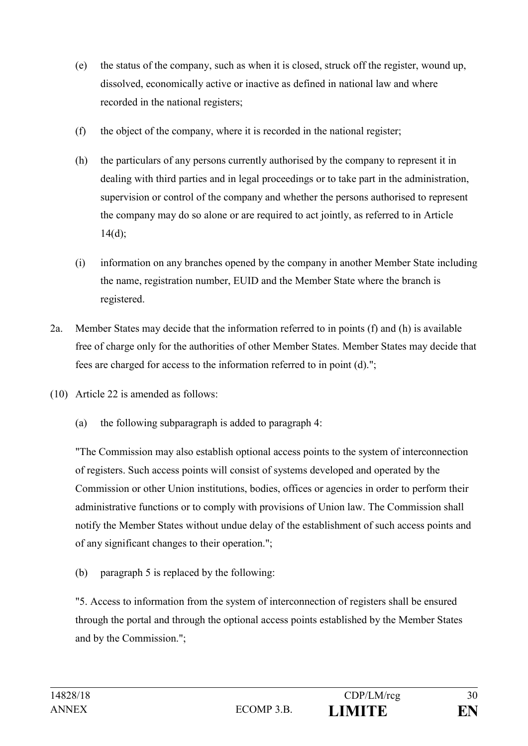(e) the status of the company, such as when it is closed, struck off the register, wound up, dissolved, economically active or inactive as defined in national law and where recorded in the national registers;

(f) the object of the company, where it is recorded in the national register;

(h) the particulars of any persons currently authorised by the company to represent it in dealing with third parties and in legal proceedings or to take part in the administration, supervision or control of the company and whether the persons authorised to represent the company may do so alone or are required to act jointly, as referred to in Article 14(d);

(i) information on any branches opened by the company in another Member State including the name, registration number, EUID and the Member State where the branch is registered.

2a. Member States may decide that the information referred to in points (f) and (h) is available free of charge only for the authorities of other Member States. Member States may decide that fees are charged for access to the information referred to in point (d).";

(10) Article 22 is amended as follows:

(a) the following subparagraph is added to paragraph 4:

"The Commission may also establish optional access points to the system of interconnection of registers. Such access points will consist of systems developed and operated by the Commission or other Union institutions, bodies, offices or agencies in order to perform their administrative functions or to comply with provisions of Union law. The Commission shall notify the Member States without undue delay of the establishment of such access points and of any significant changes to their operation.";

(b) paragraph 5 is replaced by the following:

"5. Access to information from the system of interconnection of registers shall be ensured through the portal and through the optional access points established by the Member States and by the Commission.";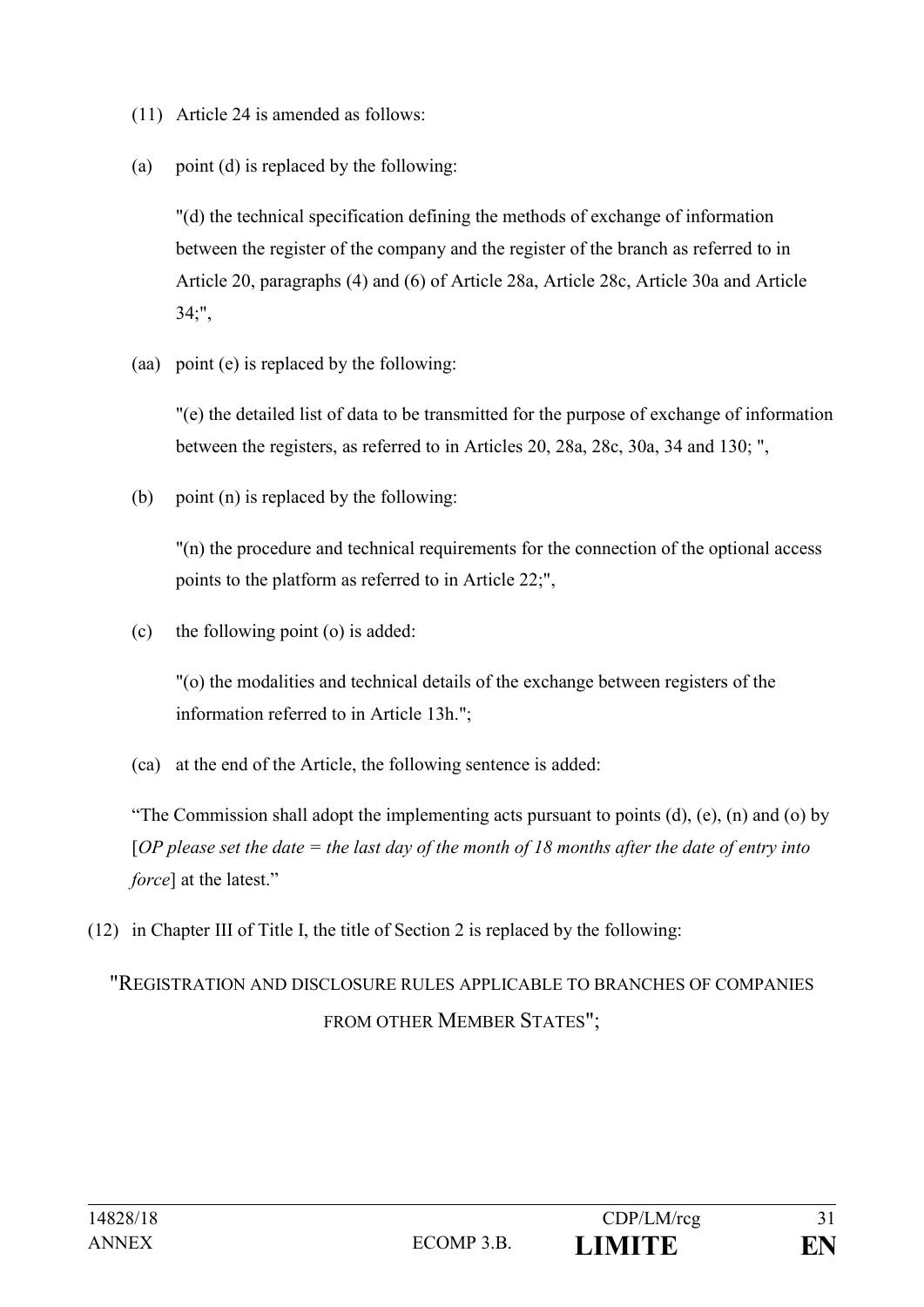(11) Article 24 is amended as follows:

(a) point (d) is replaced by the following:

"(d) the technical specification defining the methods of exchange of information between the register of the company and the register of the branch as referred to in Article 20, paragraphs (4) and (6) of Article 28a, Article 28c, Article 30a and Article 34;",

(aa) point (e) is replaced by the following:

"(e) the detailed list of data to be transmitted for the purpose of exchange of information between the registers, as referred to in Articles 20, 28a, 28c, 30a, 34 and 130; ",

(b) point (n) is replaced by the following:

"(n) the procedure and technical requirements for the connection of the optional access points to the platform as referred to in Article 22;",

(c) the following point (o) is added:

"(o) the modalities and technical details of the exchange between registers of the information referred to in Article 13h.";

(ca) at the end of the Article, the following sentence is added:

"The Commission shall adopt the implementing acts pursuant to points (d), (e), (n) and (o) by [*OP please set the date = the last day of the month of 18 months after the date of entry into force*] at the latest."

(12) in Chapter III of Title I, the title of Section 2 is replaced by the following:

"REGISTRATION AND DISCLOSURE RULES APPLICABLE TO BRANCHES OF COMPANIES FROM OTHER MEMBER STATES";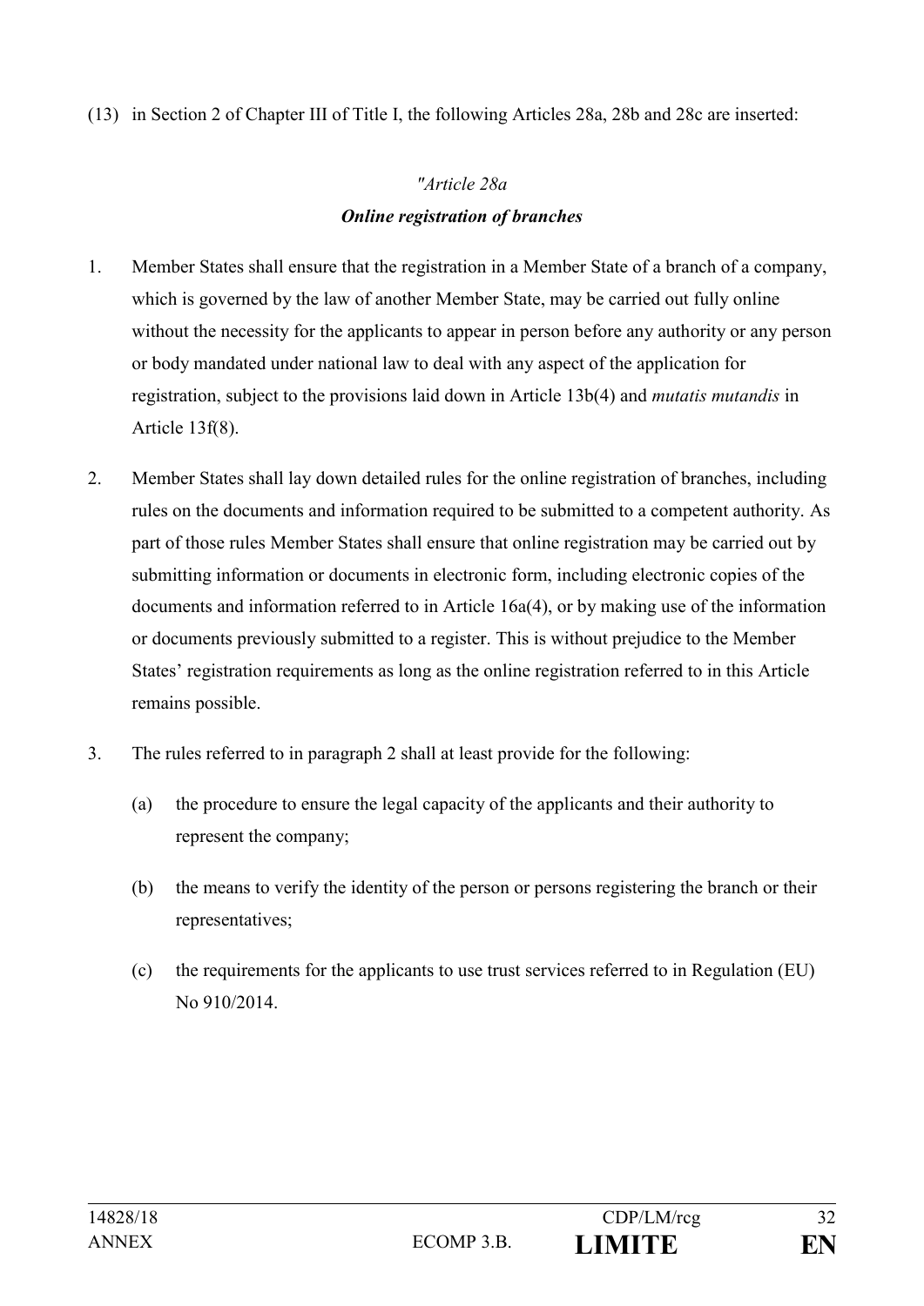(13) in Section 2 of Chapter III of Title I, the following Articles 28a, 28b and 28c are inserted:

*"Article 28a*

***Online registration of branches***

1. Member States shall ensure that the registration in a Member State of a branch of a company, which is governed by the law of another Member State, may be carried out fully online without the necessity for the applicants to appear in person before any authority or any person or body mandated under national law to deal with any aspect of the application for registration, subject to the provisions laid down in Article 13b(4) and *mutatis mutandis* in Article 13f(8).

2. Member States shall lay down detailed rules for the online registration of branches, including rules on the documents and information required to be submitted to a competent authority. As part of those rules Member States shall ensure that online registration may be carried out by submitting information or documents in electronic form, including electronic copies of the documents and information referred to in Article 16a(4), or by making use of the information or documents previously submitted to a register. This is without prejudice to the Member States' registration requirements as long as the online registration referred to in this Article remains possible.

3. The rules referred to in paragraph 2 shall at least provide for the following:

   (a) the procedure to ensure the legal capacity of the applicants and their authority to represent the company;

   (b) the means to verify the identity of the person or persons registering the branch or their representatives;

   (c) the requirements for the applicants to use trust services referred to in Regulation (EU) No 910/2014.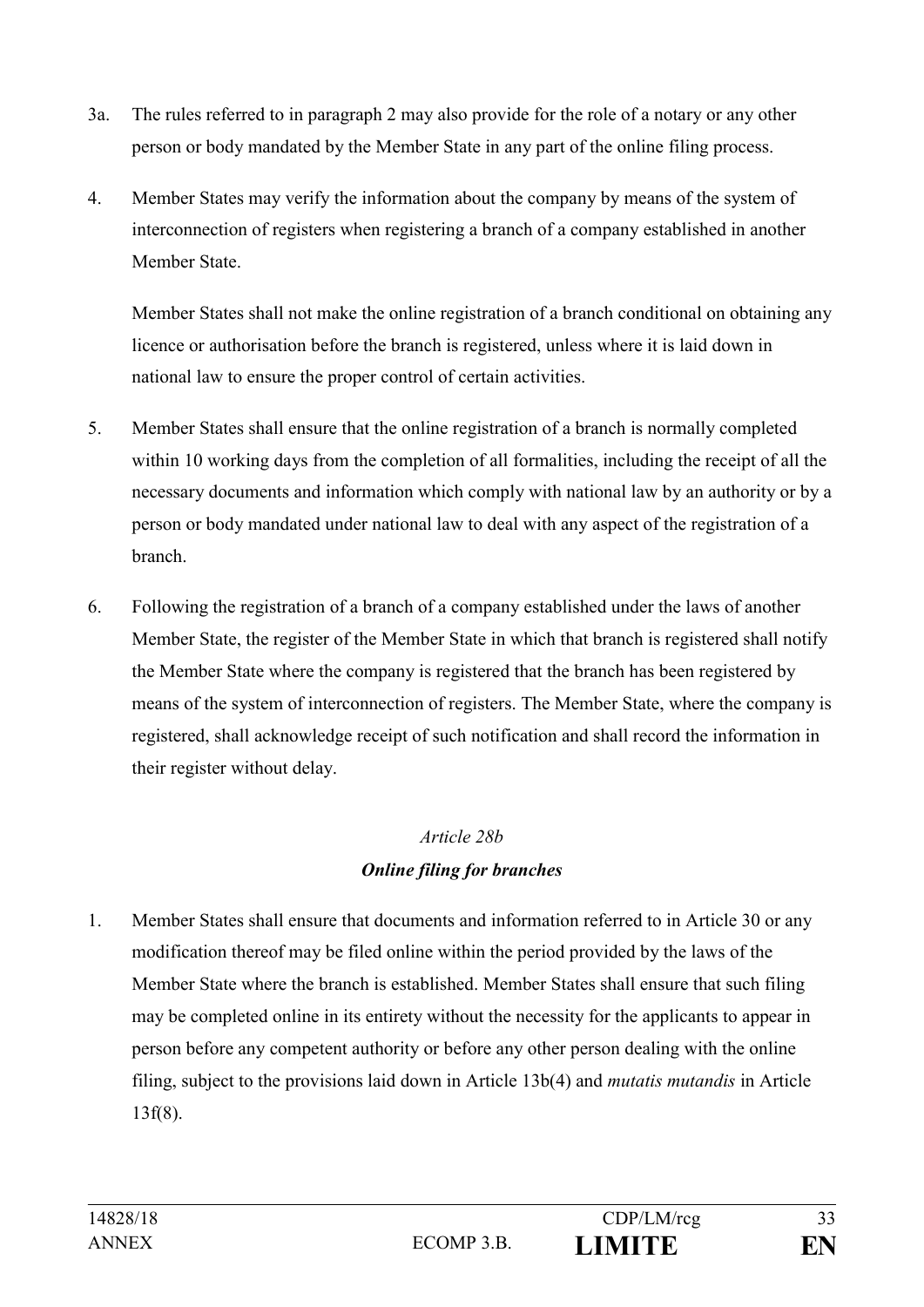3a. The rules referred to in paragraph 2 may also provide for the role of a notary or any other person or body mandated by the Member State in any part of the online filing process.

4. Member States may verify the information about the company by means of the system of interconnection of registers when registering a branch of a company established in another Member State.

   Member States shall not make the online registration of a branch conditional on obtaining any licence or authorisation before the branch is registered, unless where it is laid down in national law to ensure the proper control of certain activities.

5. Member States shall ensure that the online registration of a branch is normally completed within 10 working days from the completion of all formalities, including the receipt of all the necessary documents and information which comply with national law by an authority or by a person or body mandated under national law to deal with any aspect of the registration of a branch.

6. Following the registration of a branch of a company established under the laws of another Member State, the register of the Member State in which that branch is registered shall notify the Member State where the company is registered that the branch has been registered by means of the system of interconnection of registers. The Member State, where the company is registered, shall acknowledge receipt of such notification and shall record the information in their register without delay.

*Article 28b*

***Online filing for branches***

1. Member States shall ensure that documents and information referred to in Article 30 or any modification thereof may be filed online within the period provided by the laws of the Member State where the branch is established. Member States shall ensure that such filing may be completed online in its entirety without the necessity for the applicants to appear in person before any competent authority or before any other person dealing with the online filing, subject to the provisions laid down in Article 13b(4) and *mutatis mutandis* in Article 13f(8).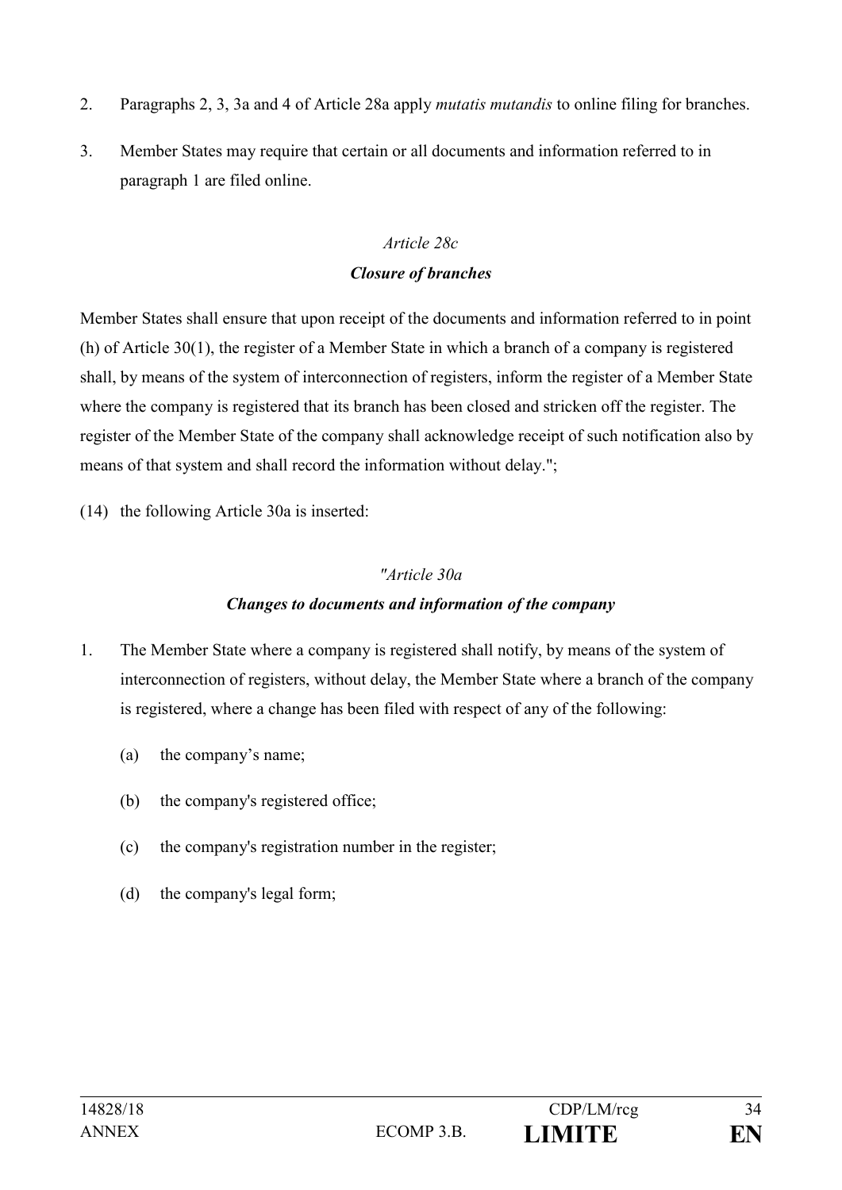2. Paragraphs 2, 3, 3a and 4 of Article 28a apply *mutatis mutandis* to online filing for branches.

3. Member States may require that certain or all documents and information referred to in paragraph 1 are filed online.

*Article 28c*

***Closure of branches***

Member States shall ensure that upon receipt of the documents and information referred to in point (h) of Article 30(1), the register of a Member State in which a branch of a company is registered shall, by means of the system of interconnection of registers, inform the register of a Member State where the company is registered that its branch has been closed and stricken off the register. The register of the Member State of the company shall acknowledge receipt of such notification also by means of that system and shall record the information without delay.";

(14) the following Article 30a is inserted:

*"Article 30a*

***Changes to documents and information of the company***

1. The Member State where a company is registered shall notify, by means of the system of interconnection of registers, without delay, the Member State where a branch of the company is registered, where a change has been filed with respect of any of the following:

   (a) the company's name;

   (b) the company's registered office;

   (c) the company's registration number in the register;

   (d) the company's legal form;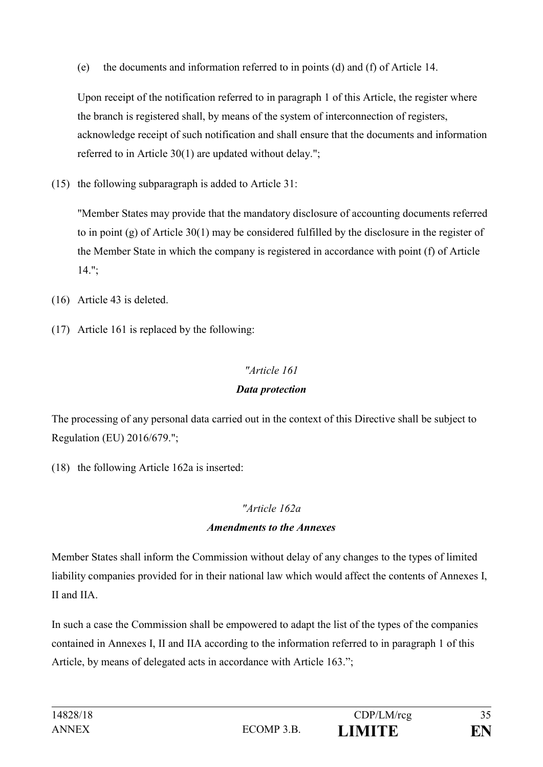(e) the documents and information referred to in points (d) and (f) of Article 14.

Upon receipt of the notification referred to in paragraph 1 of this Article, the register where the branch is registered shall, by means of the system of interconnection of registers, acknowledge receipt of such notification and shall ensure that the documents and information referred to in Article 30(1) are updated without delay.";

(15) the following subparagraph is added to Article 31:

"Member States may provide that the mandatory disclosure of accounting documents referred to in point (g) of Article 30(1) may be considered fulfilled by the disclosure in the register of the Member State in which the company is registered in accordance with point (f) of Article 14.";

(16) Article 43 is deleted.

(17) Article 161 is replaced by the following:

*"Article 161*

***Data protection***

The processing of any personal data carried out in the context of this Directive shall be subject to Regulation (EU) 2016/679.";

(18) the following Article 162a is inserted:

*"Article 162a*

***Amendments to the Annexes***

Member States shall inform the Commission without delay of any changes to the types of limited liability companies provided for in their national law which would affect the contents of Annexes I, II and IIA.

In such a case the Commission shall be empowered to adapt the list of the types of the companies contained in Annexes I, II and IIA according to the information referred to in paragraph 1 of this Article, by means of delegated acts in accordance with Article 163.";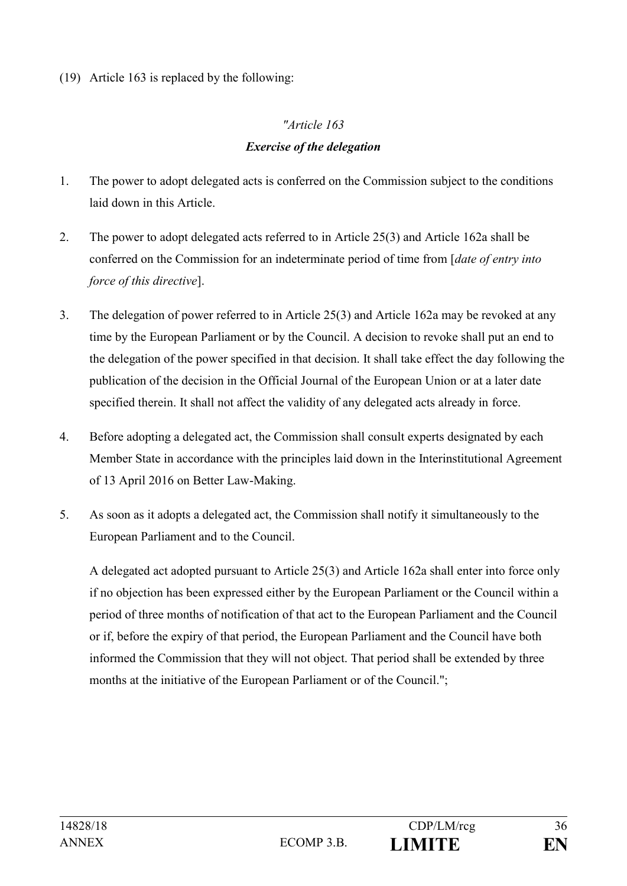(19) Article 163 is replaced by the following:

*"Article 163*

***Exercise of the delegation***

1. The power to adopt delegated acts is conferred on the Commission subject to the conditions laid down in this Article.

2. The power to adopt delegated acts referred to in Article 25(3) and Article 162a shall be conferred on the Commission for an indeterminate period of time from [*date of entry into force of this directive*].

3. The delegation of power referred to in Article 25(3) and Article 162a may be revoked at any time by the European Parliament or by the Council. A decision to revoke shall put an end to the delegation of the power specified in that decision. It shall take effect the day following the publication of the decision in the Official Journal of the European Union or at a later date specified therein. It shall not affect the validity of any delegated acts already in force.

4. Before adopting a delegated act, the Commission shall consult experts designated by each Member State in accordance with the principles laid down in the Interinstitutional Agreement of 13 April 2016 on Better Law-Making.

5. As soon as it adopts a delegated act, the Commission shall notify it simultaneously to the European Parliament and to the Council.

   A delegated act adopted pursuant to Article 25(3) and Article 162a shall enter into force only if no objection has been expressed either by the European Parliament or the Council within a period of three months of notification of that act to the European Parliament and the Council or if, before the expiry of that period, the European Parliament and the Council have both informed the Commission that they will not object. That period shall be extended by three months at the initiative of the European Parliament or of the Council.";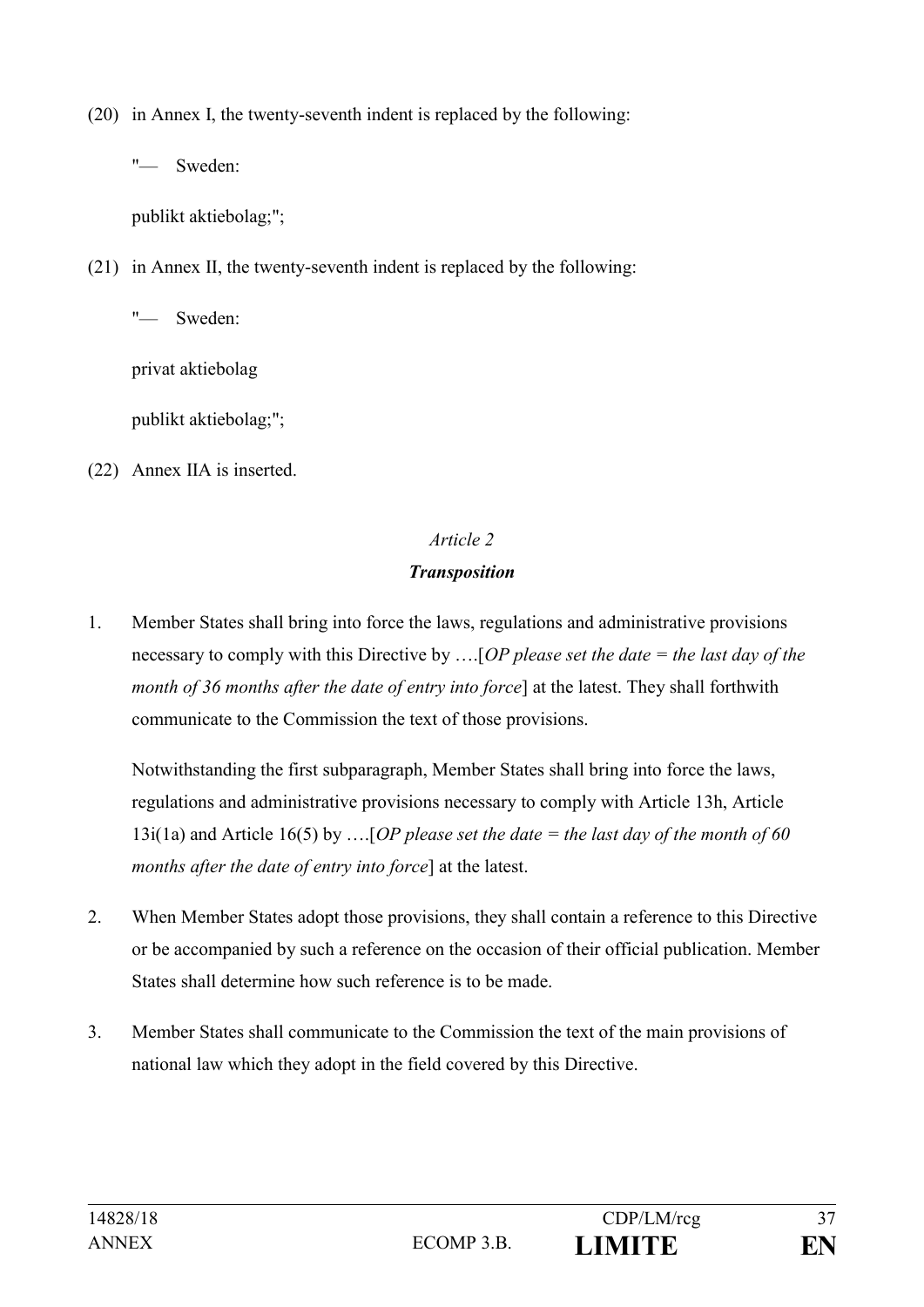(20) in Annex I, the twenty-seventh indent is replaced by the following:

"— Sweden:

publikt aktiebolag;";

(21) in Annex II, the twenty-seventh indent is replaced by the following:

"— Sweden:

privat aktiebolag

publikt aktiebolag;";

(22) Annex IIA is inserted.

*Article 2*

***Transposition***

1. Member States shall bring into force the laws, regulations and administrative provisions necessary to comply with this Directive by ….[*OP please set the date = the last day of the month of 36 months after the date of entry into force*] at the latest. They shall forthwith communicate to the Commission the text of those provisions.

   Notwithstanding the first subparagraph, Member States shall bring into force the laws, regulations and administrative provisions necessary to comply with Article 13h, Article 13i(1a) and Article 16(5) by ….[*OP please set the date = the last day of the month of 60 months after the date of entry into force*] at the latest.

2. When Member States adopt those provisions, they shall contain a reference to this Directive or be accompanied by such a reference on the occasion of their official publication. Member States shall determine how such reference is to be made.

3. Member States shall communicate to the Commission the text of the main provisions of national law which they adopt in the field covered by this Directive.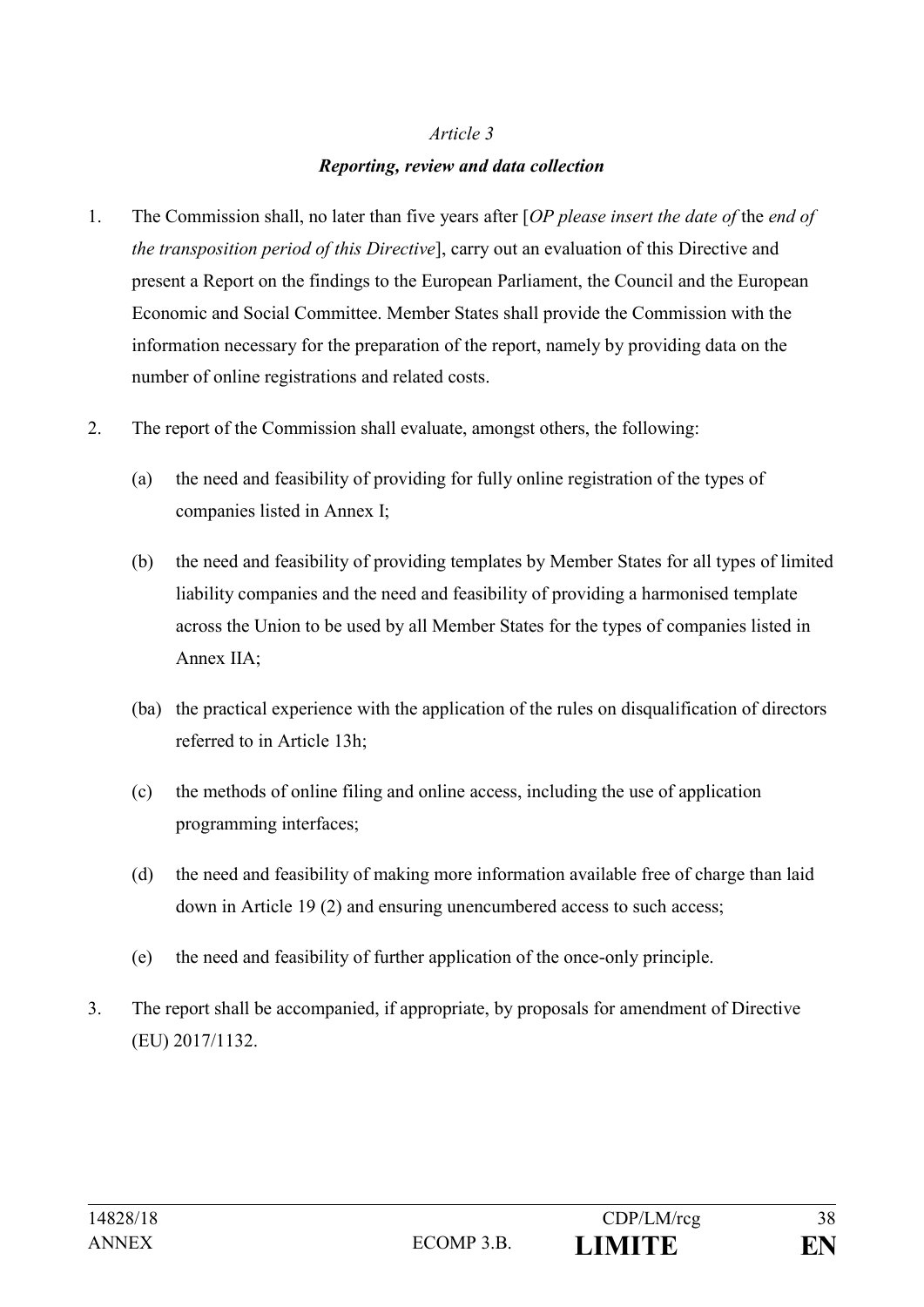*Article 3*

***Reporting, review and data collection***

1. The Commission shall, no later than five years after [*OP please insert the date of* the *end of the transposition period of this Directive*], carry out an evaluation of this Directive and present a Report on the findings to the European Parliament, the Council and the European Economic and Social Committee. Member States shall provide the Commission with the information necessary for the preparation of the report, namely by providing data on the number of online registrations and related costs.

2. The report of the Commission shall evaluate, amongst others, the following:

   (a) the need and feasibility of providing for fully online registration of the types of companies listed in Annex I;

   (b) the need and feasibility of providing templates by Member States for all types of limited liability companies and the need and feasibility of providing a harmonised template across the Union to be used by all Member States for the types of companies listed in Annex IIA;

   (ba) the practical experience with the application of the rules on disqualification of directors referred to in Article 13h;

   (c) the methods of online filing and online access, including the use of application programming interfaces;

   (d) the need and feasibility of making more information available free of charge than laid down in Article 19 (2) and ensuring unencumbered access to such access;

   (e) the need and feasibility of further application of the once-only principle.

3. The report shall be accompanied, if appropriate, by proposals for amendment of Directive (EU) 2017/1132.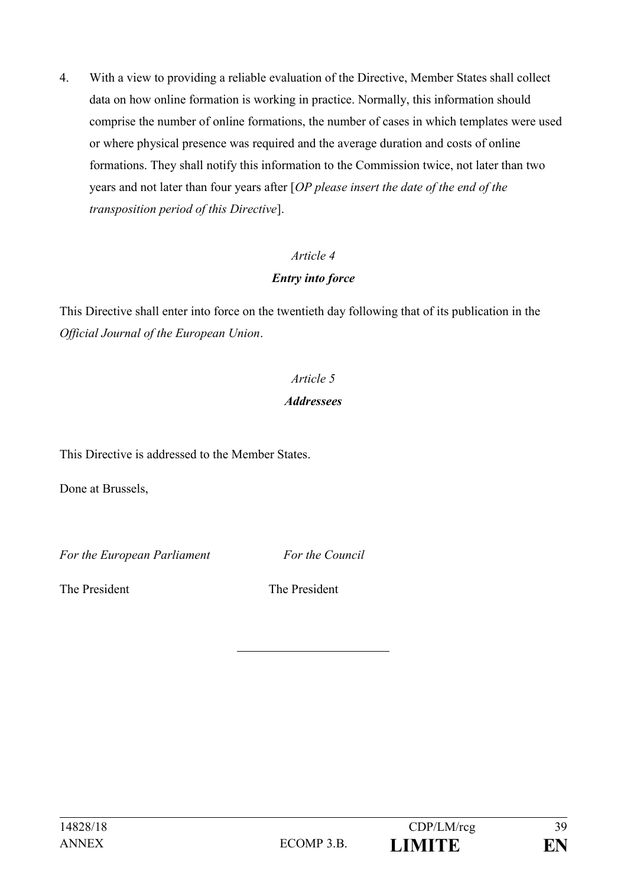4. With a view to providing a reliable evaluation of the Directive, Member States shall collect data on how online formation is working in practice. Normally, this information should comprise the number of online formations, the number of cases in which templates were used or where physical presence was required and the average duration and costs of online formations. They shall notify this information to the Commission twice, not later than two years and not later than four years after [*OP please insert the date of the end of the transposition period of this Directive*].

*Article 4*

***Entry into force***

This Directive shall enter into force on the twentieth day following that of its publication in the *Official Journal of the European Union*.

*Article 5*

***Addressees***

This Directive is addressed to the Member States.

Done at Brussels,

| *For the European Parliament* | *For the Council* |
|---|---|
| The President | The President |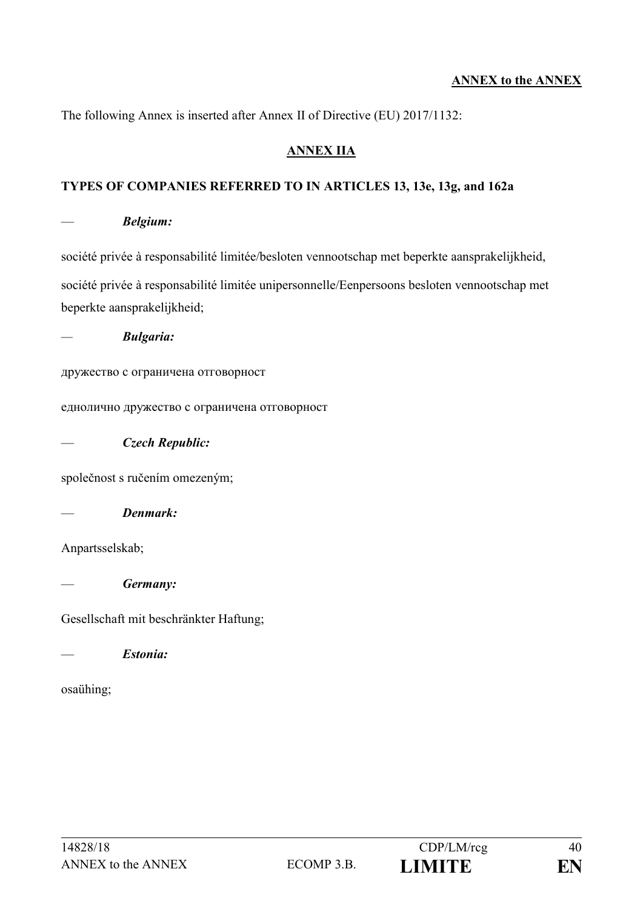**ANNEX to the ANNEX**

The following Annex is inserted after Annex II of Directive (EU) 2017/1132:

## ANNEX IIA

### TYPES OF COMPANIES REFERRED TO IN ARTICLES 13, 13e, 13g, and 162a

— ***Belgium:***

société privée à responsabilité limitée/besloten vennootschap met beperkte aansprakelijkheid,

société privée à responsabilité limitée unipersonnelle/Eenpersoons besloten vennootschap met beperkte aansprakelijkheid;

— ***Bulgaria:***

дружество с ограничена отговорност

еднолично дружество с ограничена отговорност

— ***Czech Republic:***

společnost s ručením omezeným;

— ***Denmark:***

Anpartsselskab;

— ***Germany:***

Gesellschaft mit beschränkter Haftung;

— ***Estonia:***

osaühing;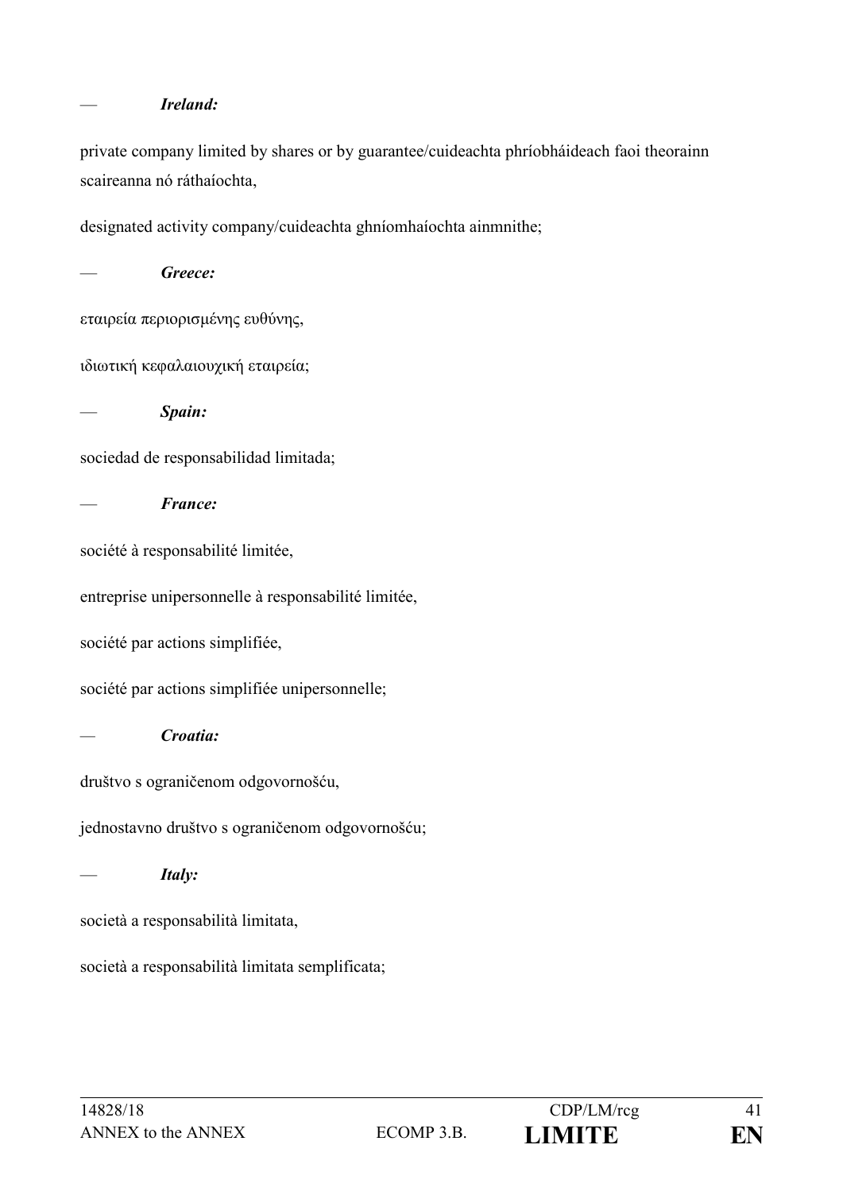— *Ireland:*

private company limited by shares or by guarantee/cuideachta phríobháideach faoi theorainn scaireanna nó ráthaíochta,

designated activity company/cuideachta ghníomhaíochta ainmnithe;

— *Greece:*

εταιρεία περιορισμένης ευθύνης,

ιδιωτική κεφαλαιουχική εταιρεία;

— *Spain:*

sociedad de responsabilidad limitada;

— *France:*

société à responsabilité limitée,

entreprise unipersonnelle à responsabilité limitée,

société par actions simplifiée,

société par actions simplifiée unipersonnelle;

— *Croatia:*

društvo s ograničenom odgovornošću,

jednostavno društvo s ograničenom odgovornošću;

— *Italy:*

società a responsabilità limitata,

società a responsabilità limitata semplificata;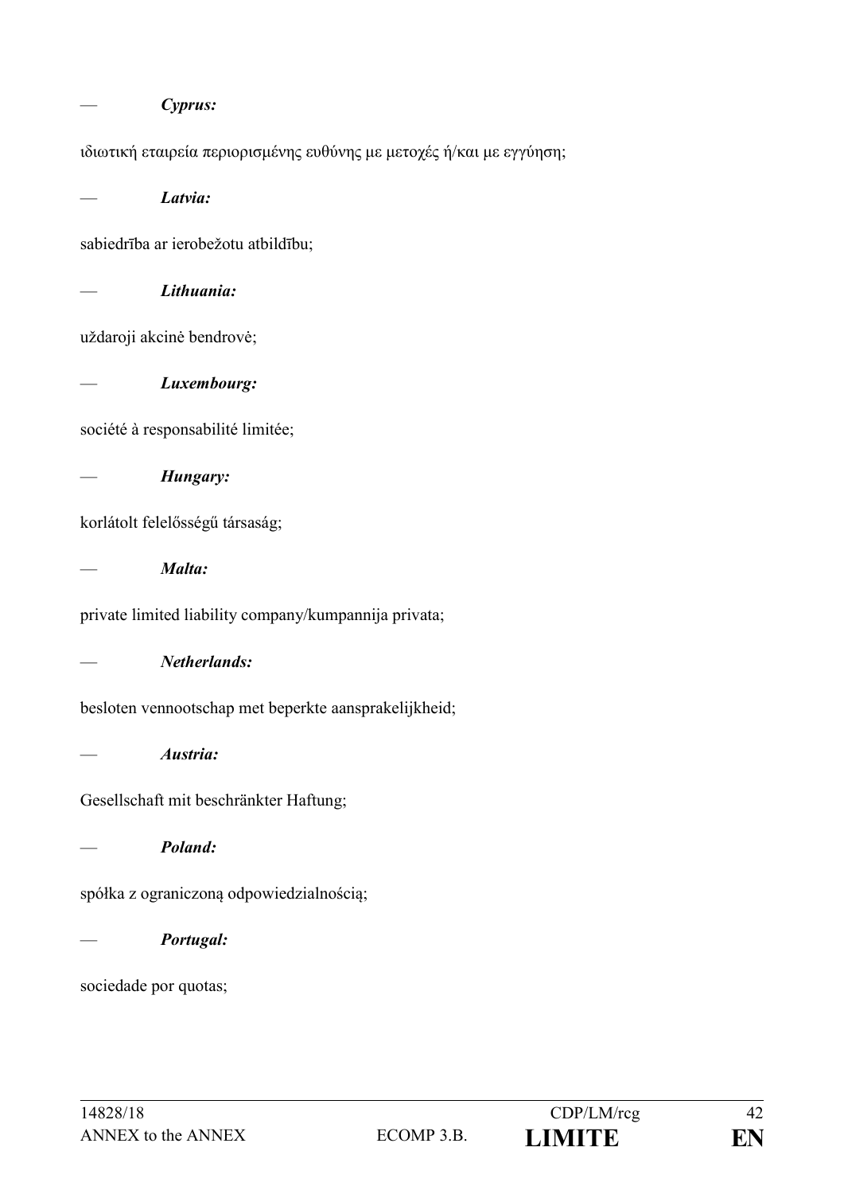— ***Cyprus:***

ιδιωτική εταιρεία περιορισμένης ευθύνης με μετοχές ή/και με εγγύηση;

— ***Latvia:***

sabiedrība ar ierobežotu atbildību;

— ***Lithuania:***

uždaroji akcinė bendrovė;

— ***Luxembourg:***

société à responsabilité limitée;

— ***Hungary:***

korlátolt felelősségű társaság;

— ***Malta:***

private limited liability company/kumpannija privata;

— ***Netherlands:***

besloten vennootschap met beperkte aansprakelijkheid;

— ***Austria:***

Gesellschaft mit beschränkter Haftung;

— ***Poland:***

spółka z ograniczoną odpowiedzialnością;

— ***Portugal:***

sociedade por quotas;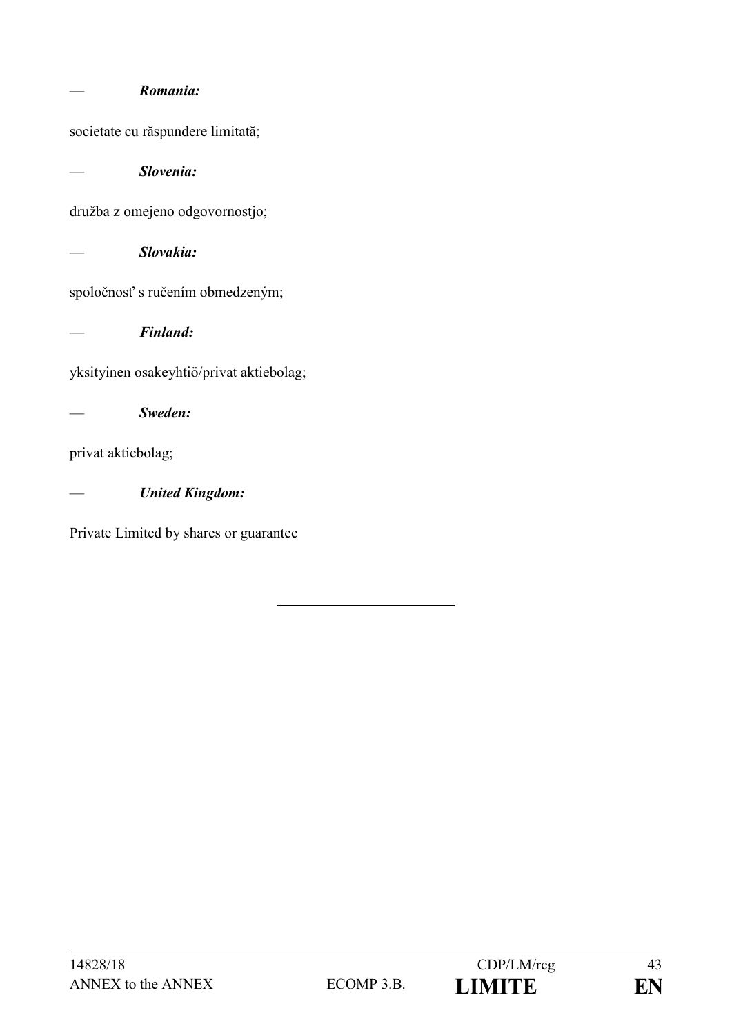— ***Romania:***

societate cu răspundere limitată;

— ***Slovenia:***

družba z omejeno odgovornostjo;

— ***Slovakia:***

spoločnosť s ručením obmedzeným;

— ***Finland:***

yksityinen osakeyhtiö/privat aktiebolag;

— ***Sweden:***

privat aktiebolag;

— ***United Kingdom:***

Private Limited by shares or guarantee